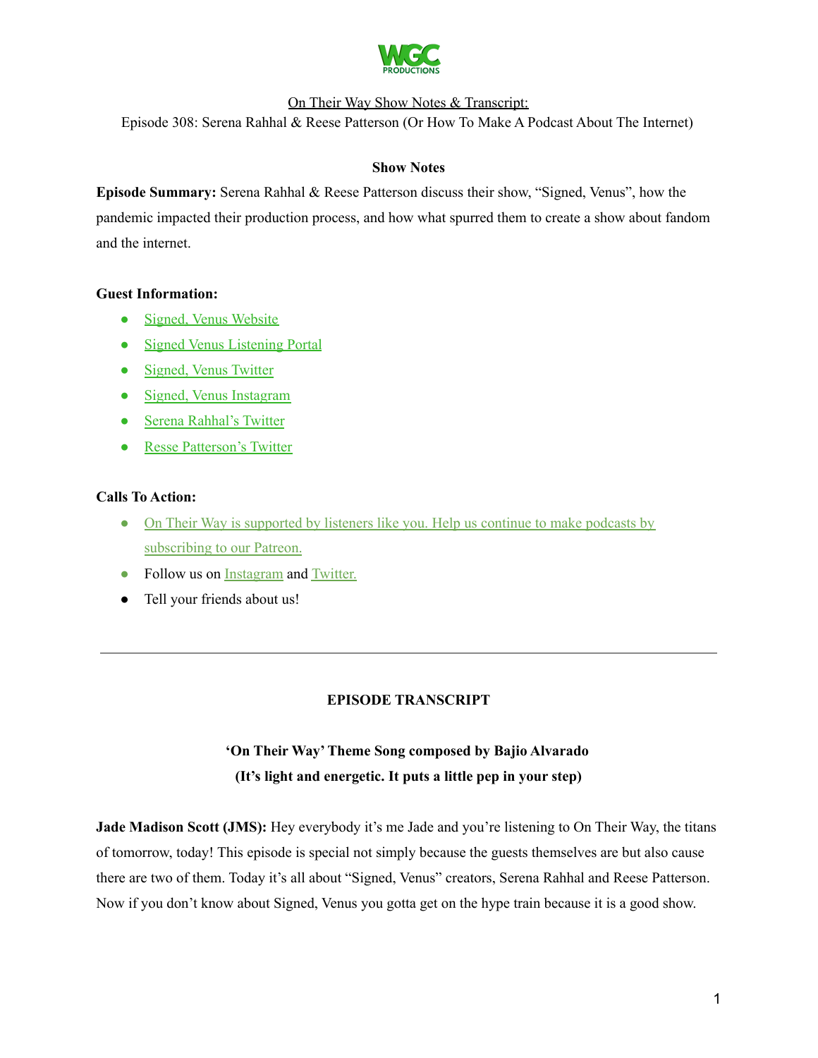WGC PRODUCTIONS

On Their Way Show Notes & Transcript:

Episode 308: Serena Rahhal & Reese Patterson (Or How To Make A Podcast About The Internet)

## Show Notes

**Episode Summary:** Serena Rahhal & Reese Patterson discuss their show, "Signed, Venus", how the pandemic impacted their production process, and how what spurred them to create a show about fandom and the internet.

**Guest Information:**

- Signed, Venus Website
- Signed Venus Listening Portal
- Signed, Venus Twitter
- Signed, Venus Instagram
- Serena Rahhal's Twitter
- Resse Patterson's Twitter

**Calls To Action:**

- On Their Way is supported by listeners like you. Help us continue to make podcasts by subscribing to our Patreon.
- Follow us on Instagram and Twitter.
- Tell your friends about us!

---

## EPISODE TRANSCRIPT

**'On Their Way' Theme Song composed by Bajio Alvarado**
**(It's light and energetic. It puts a little pep in your step)**

**Jade Madison Scott (JMS):** Hey everybody it's me Jade and you're listening to On Their Way, the titans of tomorrow, today! This episode is special not simply because the guests themselves are but also cause there are two of them. Today it's all about "Signed, Venus" creators, Serena Rahhal and Reese Patterson. Now if you don't know about Signed, Venus you gotta get on the hype train because it is a good show.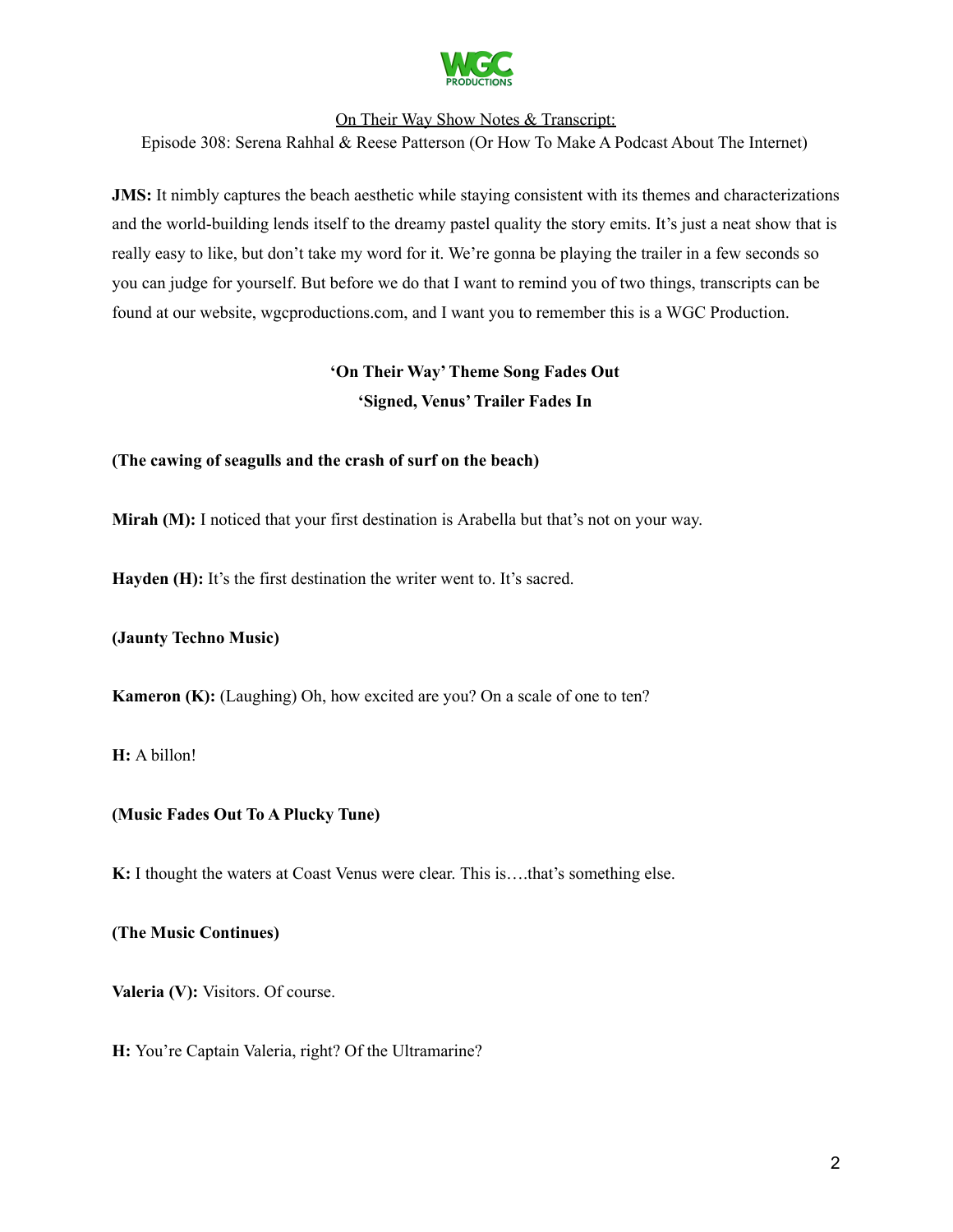On Their Way Show Notes & Transcript:
Episode 308: Serena Rahhal & Reese Patterson (Or How To Make A Podcast About The Internet)

**JMS:** It nimbly captures the beach aesthetic while staying consistent with its themes and characterizations and the world-building lends itself to the dreamy pastel quality the story emits. It's just a neat show that is really easy to like, but don't take my word for it. We're gonna be playing the trailer in a few seconds so you can judge for yourself. But before we do that I want to remind you of two things, transcripts can be found at our website, wgcproductions.com, and I want you to remember this is a WGC Production.

**'On Their Way' Theme Song Fades Out**
**'Signed, Venus' Trailer Fades In**

**(The cawing of seagulls and the crash of surf on the beach)**

**Mirah (M):** I noticed that your first destination is Arabella but that's not on your way.

**Hayden (H):** It's the first destination the writer went to. It's sacred.

**(Jaunty Techno Music)**

**Kameron (K):** (Laughing) Oh, how excited are you? On a scale of one to ten?

**H:** A billon!

**(Music Fades Out To A Plucky Tune)**

**K:** I thought the waters at Coast Venus were clear. This is….that's something else.

**(The Music Continues)**

**Valeria (V):** Visitors. Of course.

**H:** You're Captain Valeria, right? Of the Ultramarine?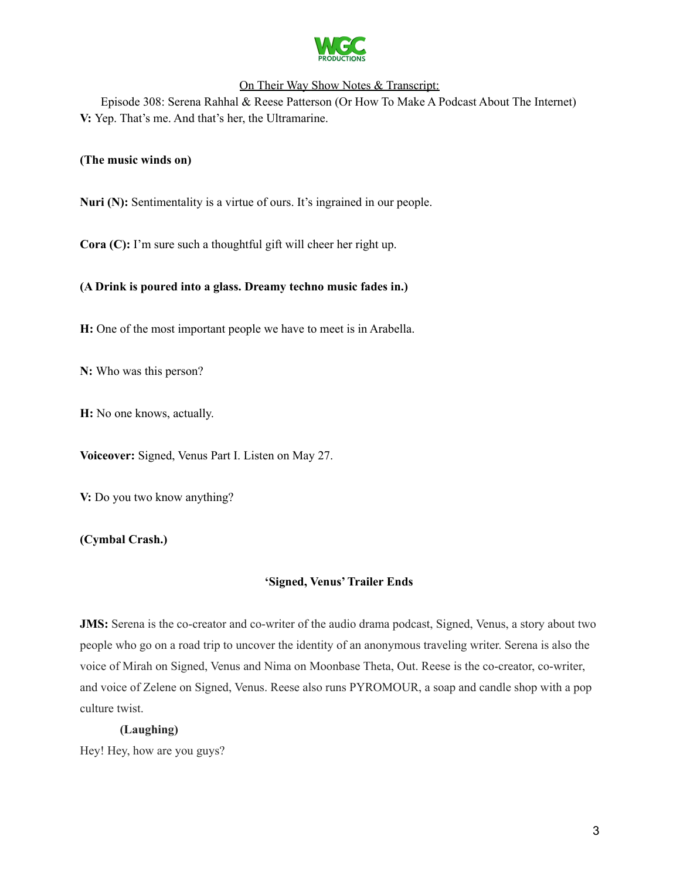On Their Way Show Notes & Transcript:

Episode 308: Serena Rahhal & Reese Patterson (Or How To Make A Podcast About The Internet)

**V:** Yep. That's me. And that's her, the Ultramarine.

**(The music winds on)**

**Nuri (N):** Sentimentality is a virtue of ours. It's ingrained in our people.

**Cora (C):** I'm sure such a thoughtful gift will cheer her right up.

**(A Drink is poured into a glass. Dreamy techno music fades in.)**

**H:** One of the most important people we have to meet is in Arabella.

**N:** Who was this person?

**H:** No one knows, actually.

**Voiceover:** Signed, Venus Part I. Listen on May 27.

**V:** Do you two know anything?

**(Cymbal Crash.)**

**'Signed, Venus' Trailer Ends**

**JMS:** Serena is the co-creator and co-writer of the audio drama podcast, Signed, Venus, a story about two people who go on a road trip to uncover the identity of an anonymous traveling writer. Serena is also the voice of Mirah on Signed, Venus and Nima on Moonbase Theta, Out. Reese is the co-creator, co-writer, and voice of Zelene on Signed, Venus. Reese also runs PYROMOUR, a soap and candle shop with a pop culture twist.

**(Laughing)**

Hey! Hey, how are you guys?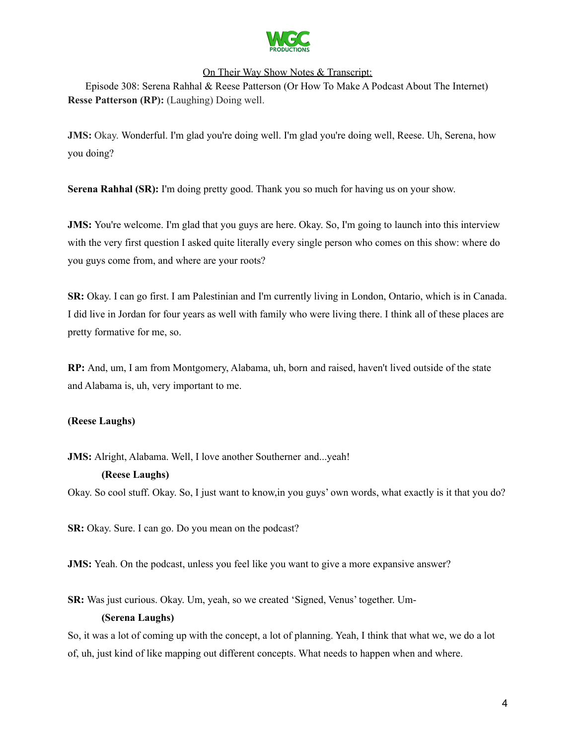**Resse Patterson (RP):** (Laughing) Doing well.

**JMS:** Okay. Wonderful. I'm glad you're doing well. I'm glad you're doing well, Reese. Uh, Serena, how you doing?

**Serena Rahhal (SR):** I'm doing pretty good. Thank you so much for having us on your show.

**JMS:** You're welcome. I'm glad that you guys are here. Okay. So, I'm going to launch into this interview with the very first question I asked quite literally every single person who comes on this show: where do you guys come from, and where are your roots?

**SR:** Okay. I can go first. I am Palestinian and I'm currently living in London, Ontario, which is in Canada. I did live in Jordan for four years as well with family who were living there. I think all of these places are pretty formative for me, so.

**RP:** And, um, I am from Montgomery, Alabama, uh, born and raised, haven't lived outside of the state and Alabama is, uh, very important to me.

**(Reese Laughs)**

**JMS:** Alright, Alabama. Well, I love another Southerner and...yeah!

**(Reese Laughs)**

Okay. So cool stuff. Okay. So, I just want to know,in you guys' own words, what exactly is it that you do?

**SR:** Okay. Sure. I can go. Do you mean on the podcast?

**JMS:** Yeah. On the podcast, unless you feel like you want to give a more expansive answer?

**SR:** Was just curious. Okay. Um, yeah, so we created 'Signed, Venus' together. Um-

**(Serena Laughs)**

So, it was a lot of coming up with the concept, a lot of planning. Yeah, I think that what we, we do a lot of, uh, just kind of like mapping out different concepts. What needs to happen when and where.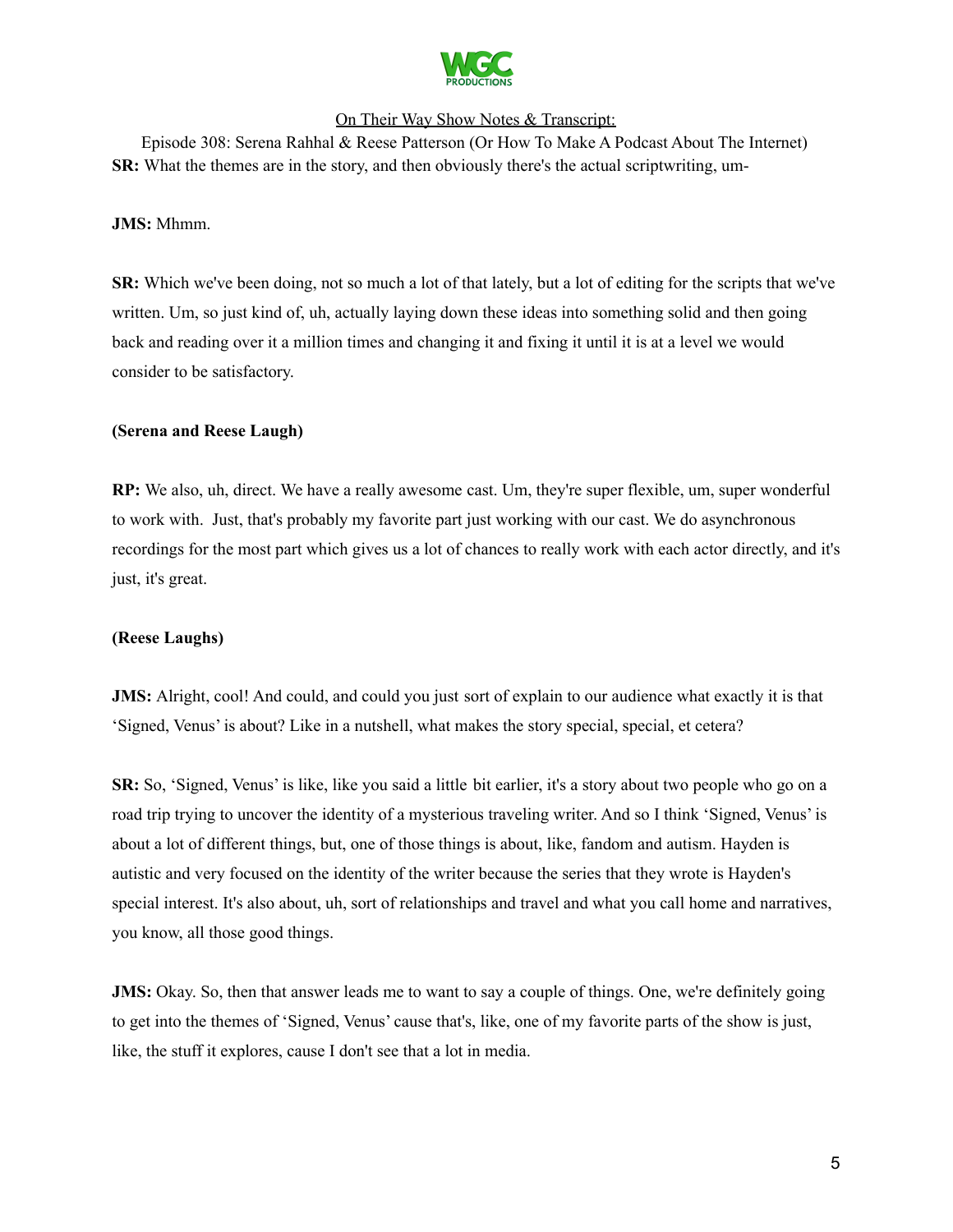**SR:** What the themes are in the story, and then obviously there's the actual scriptwriting, um-

**JMS:** Mhmm.

**SR:** Which we've been doing, not so much a lot of that lately, but a lot of editing for the scripts that we've written. Um, so just kind of, uh, actually laying down these ideas into something solid and then going back and reading over it a million times and changing it and fixing it until it is at a level we would consider to be satisfactory.

**(Serena and Reese Laugh)**

**RP:** We also, uh, direct. We have a really awesome cast. Um, they're super flexible, um, super wonderful to work with. Just, that's probably my favorite part just working with our cast. We do asynchronous recordings for the most part which gives us a lot of chances to really work with each actor directly, and it's just, it's great.

**(Reese Laughs)**

**JMS:** Alright, cool! And could, and could you just sort of explain to our audience what exactly it is that 'Signed, Venus' is about? Like in a nutshell, what makes the story special, special, et cetera?

**SR:** So, 'Signed, Venus' is like, like you said a little bit earlier, it's a story about two people who go on a road trip trying to uncover the identity of a mysterious traveling writer. And so I think 'Signed, Venus' is about a lot of different things, but, one of those things is about, like, fandom and autism. Hayden is autistic and very focused on the identity of the writer because the series that they wrote is Hayden's special interest. It's also about, uh, sort of relationships and travel and what you call home and narratives, you know, all those good things.

**JMS:** Okay. So, then that answer leads me to want to say a couple of things. One, we're definitely going to get into the themes of 'Signed, Venus' cause that's, like, one of my favorite parts of the show is just, like, the stuff it explores, cause I don't see that a lot in media.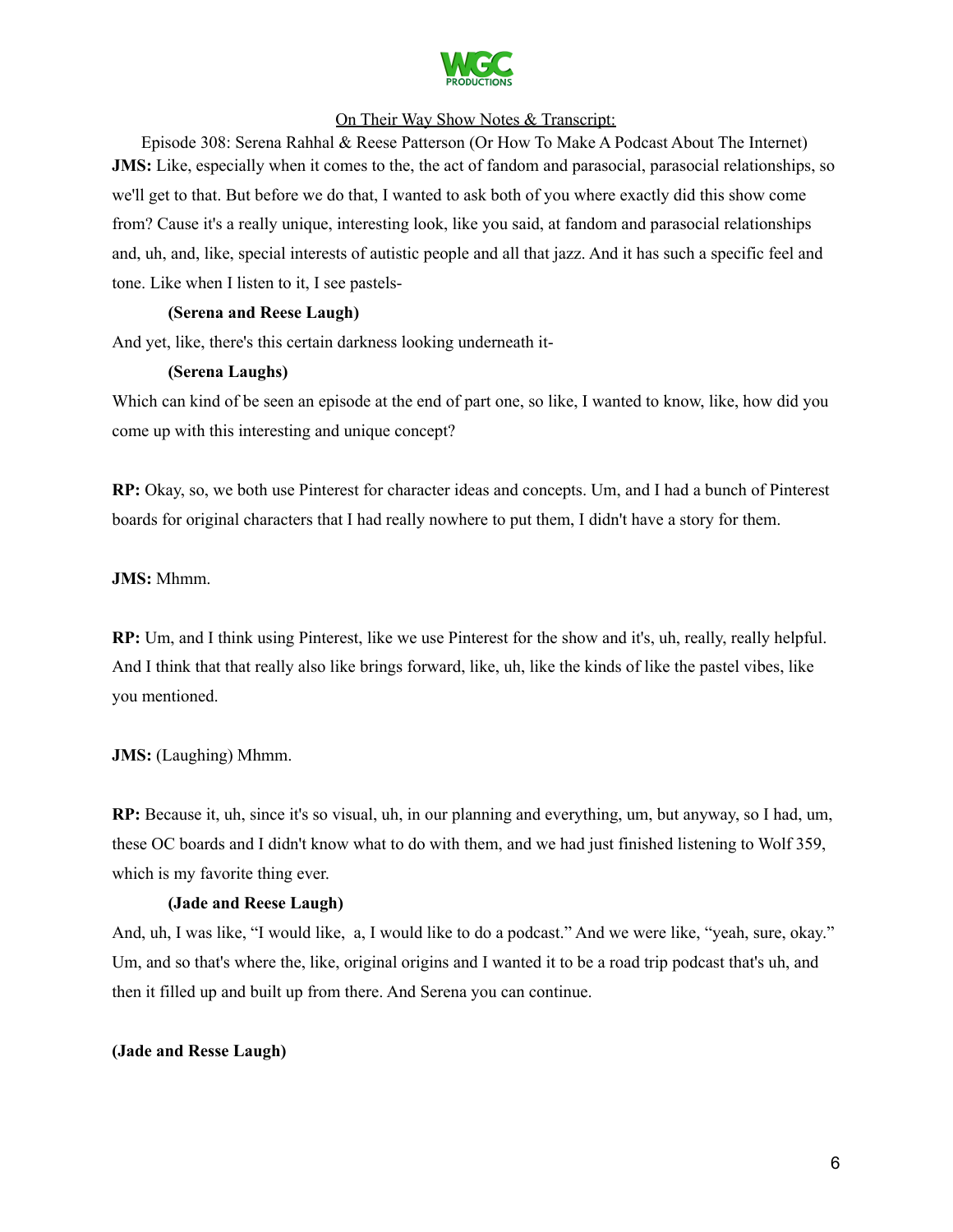**JMS:** Like, especially when it comes to the, the act of fandom and parasocial, parasocial relationships, so we'll get to that. But before we do that, I wanted to ask both of you where exactly did this show come from? Cause it's a really unique, interesting look, like you said, at fandom and parasocial relationships and, uh, and, like, special interests of autistic people and all that jazz. And it has such a specific feel and tone. Like when I listen to it, I see pastels-

**(Serena and Reese Laugh)**

And yet, like, there's this certain darkness looking underneath it-

**(Serena Laughs)**

Which can kind of be seen an episode at the end of part one, so like, I wanted to know, like, how did you come up with this interesting and unique concept?

**RP:** Okay, so, we both use Pinterest for character ideas and concepts. Um, and I had a bunch of Pinterest boards for original characters that I had really nowhere to put them, I didn't have a story for them.

**JMS:** Mhmm.

**RP:** Um, and I think using Pinterest, like we use Pinterest for the show and it's, uh, really, really helpful. And I think that that really also like brings forward, like, uh, like the kinds of like the pastel vibes, like you mentioned.

**JMS:** (Laughing) Mhmm.

**RP:** Because it, uh, since it's so visual, uh, in our planning and everything, um, but anyway, so I had, um, these OC boards and I didn't know what to do with them, and we had just finished listening to Wolf 359, which is my favorite thing ever.

**(Jade and Reese Laugh)**

And, uh, I was like, "I would like, a, I would like to do a podcast." And we were like, "yeah, sure, okay." Um, and so that's where the, like, original origins and I wanted it to be a road trip podcast that's uh, and then it filled up and built up from there. And Serena you can continue.

**(Jade and Resse Laugh)**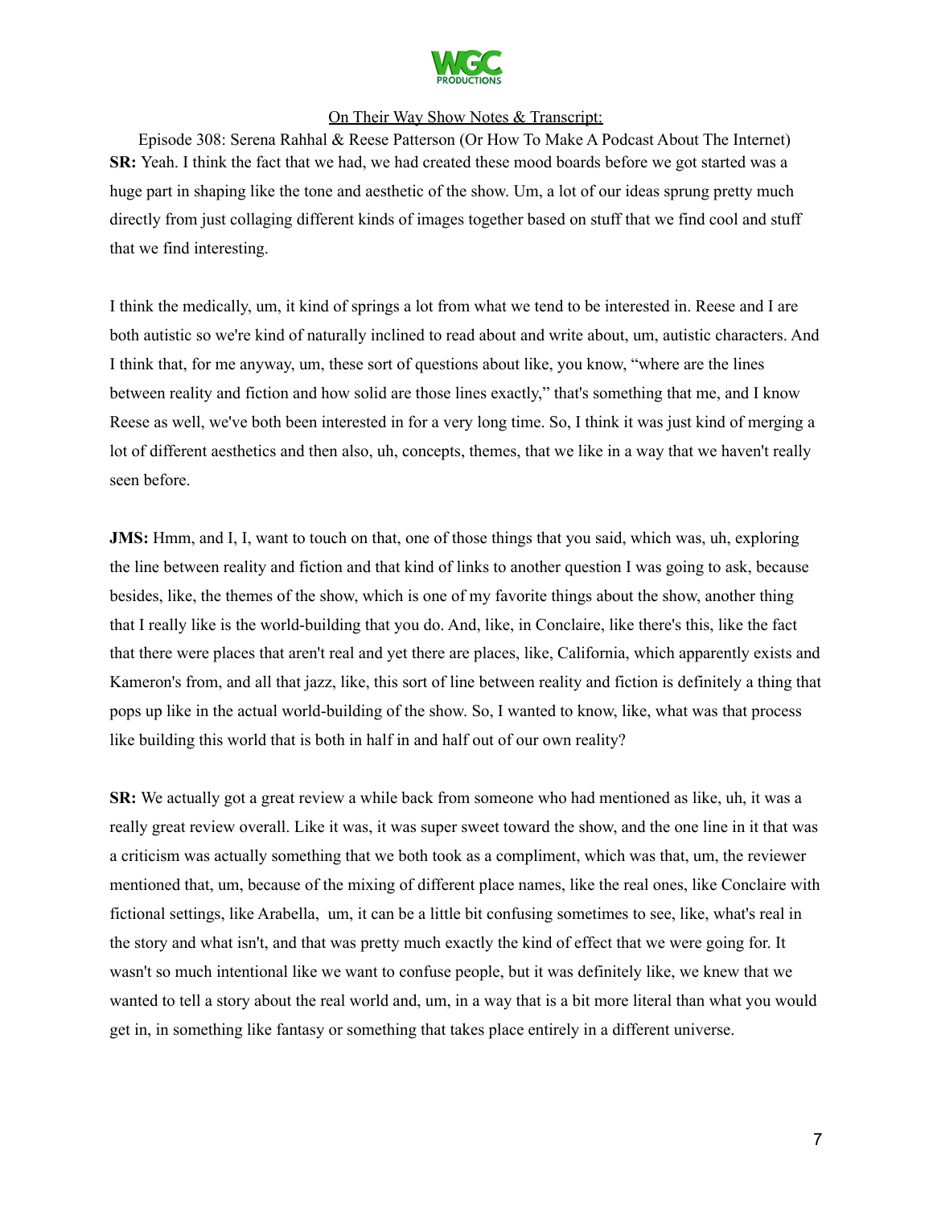On Their Way Show Notes & Transcript:

Episode 308: Serena Rahhal & Reese Patterson (Or How To Make A Podcast About The Internet)

**SR:** Yeah. I think the fact that we had, we had created these mood boards before we got started was a huge part in shaping like the tone and aesthetic of the show. Um, a lot of our ideas sprung pretty much directly from just collaging different kinds of images together based on stuff that we find cool and stuff that we find interesting.

I think the medically, um, it kind of springs a lot from what we tend to be interested in. Reese and I are both autistic so we're kind of naturally inclined to read about and write about, um, autistic characters. And I think that, for me anyway, um, these sort of questions about like, you know, "where are the lines between reality and fiction and how solid are those lines exactly," that's something that me, and I know Reese as well, we've both been interested in for a very long time. So, I think it was just kind of merging a lot of different aesthetics and then also, uh, concepts, themes, that we like in a way that we haven't really seen before.

**JMS:** Hmm, and I, I, want to touch on that, one of those things that you said, which was, uh, exploring the line between reality and fiction and that kind of links to another question I was going to ask, because besides, like, the themes of the show, which is one of my favorite things about the show, another thing that I really like is the world-building that you do. And, like, in Conclaire, like there's this, like the fact that there were places that aren't real and yet there are places, like, California, which apparently exists and Kameron's from, and all that jazz, like, this sort of line between reality and fiction is definitely a thing that pops up like in the actual world-building of the show. So, I wanted to know, like, what was that process like building this world that is both in half in and half out of our own reality?

**SR:** We actually got a great review a while back from someone who had mentioned as like, uh, it was a really great review overall. Like it was, it was super sweet toward the show, and the one line in it that was a criticism was actually something that we both took as a compliment, which was that, um, the reviewer mentioned that, um, because of the mixing of different place names, like the real ones, like Conclaire with fictional settings, like Arabella, um, it can be a little bit confusing sometimes to see, like, what's real in the story and what isn't, and that was pretty much exactly the kind of effect that we were going for. It wasn't so much intentional like we want to confuse people, but it was definitely like, we knew that we wanted to tell a story about the real world and, um, in a way that is a bit more literal than what you would get in, in something like fantasy or something that takes place entirely in a different universe.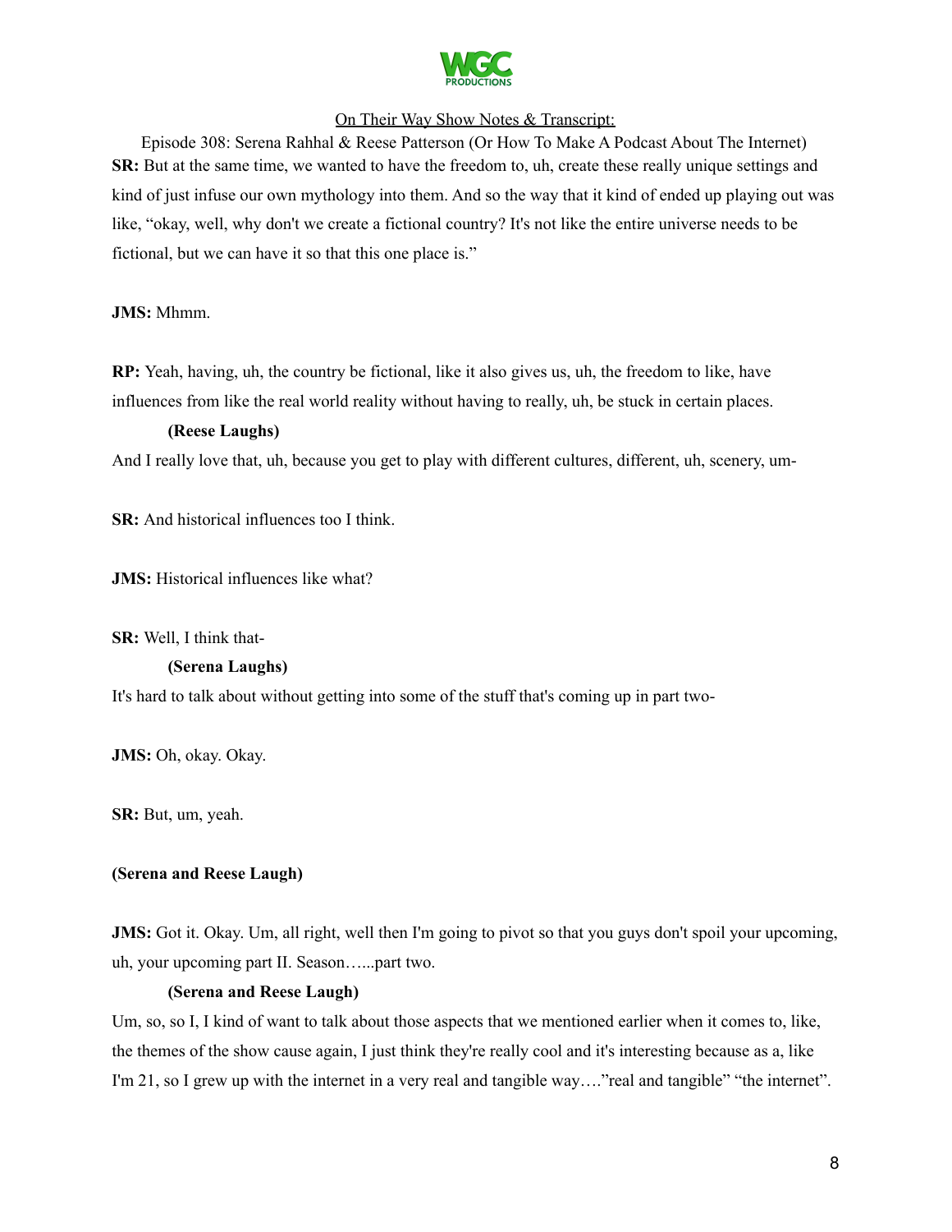**SR:** But at the same time, we wanted to have the freedom to, uh, create these really unique settings and kind of just infuse our own mythology into them. And so the way that it kind of ended up playing out was like, "okay, well, why don't we create a fictional country? It's not like the entire universe needs to be fictional, but we can have it so that this one place is."

**JMS:** Mhmm.

**RP:** Yeah, having, uh, the country be fictional, like it also gives us, uh, the freedom to like, have influences from like the real world reality without having to really, uh, be stuck in certain places.

**(Reese Laughs)**

And I really love that, uh, because you get to play with different cultures, different, uh, scenery, um-

**SR:** And historical influences too I think.

**JMS:** Historical influences like what?

**SR:** Well, I think that-

**(Serena Laughs)**

It's hard to talk about without getting into some of the stuff that's coming up in part two-

**JMS:** Oh, okay. Okay.

**SR:** But, um, yeah.

**(Serena and Reese Laugh)**

**JMS:** Got it. Okay. Um, all right, well then I'm going to pivot so that you guys don't spoil your upcoming, uh, your upcoming part II. Season…...part two.

**(Serena and Reese Laugh)**

Um, so, so I, I kind of want to talk about those aspects that we mentioned earlier when it comes to, like, the themes of the show cause again, I just think they're really cool and it's interesting because as a, like I'm 21, so I grew up with the internet in a very real and tangible way…."real and tangible" "the internet".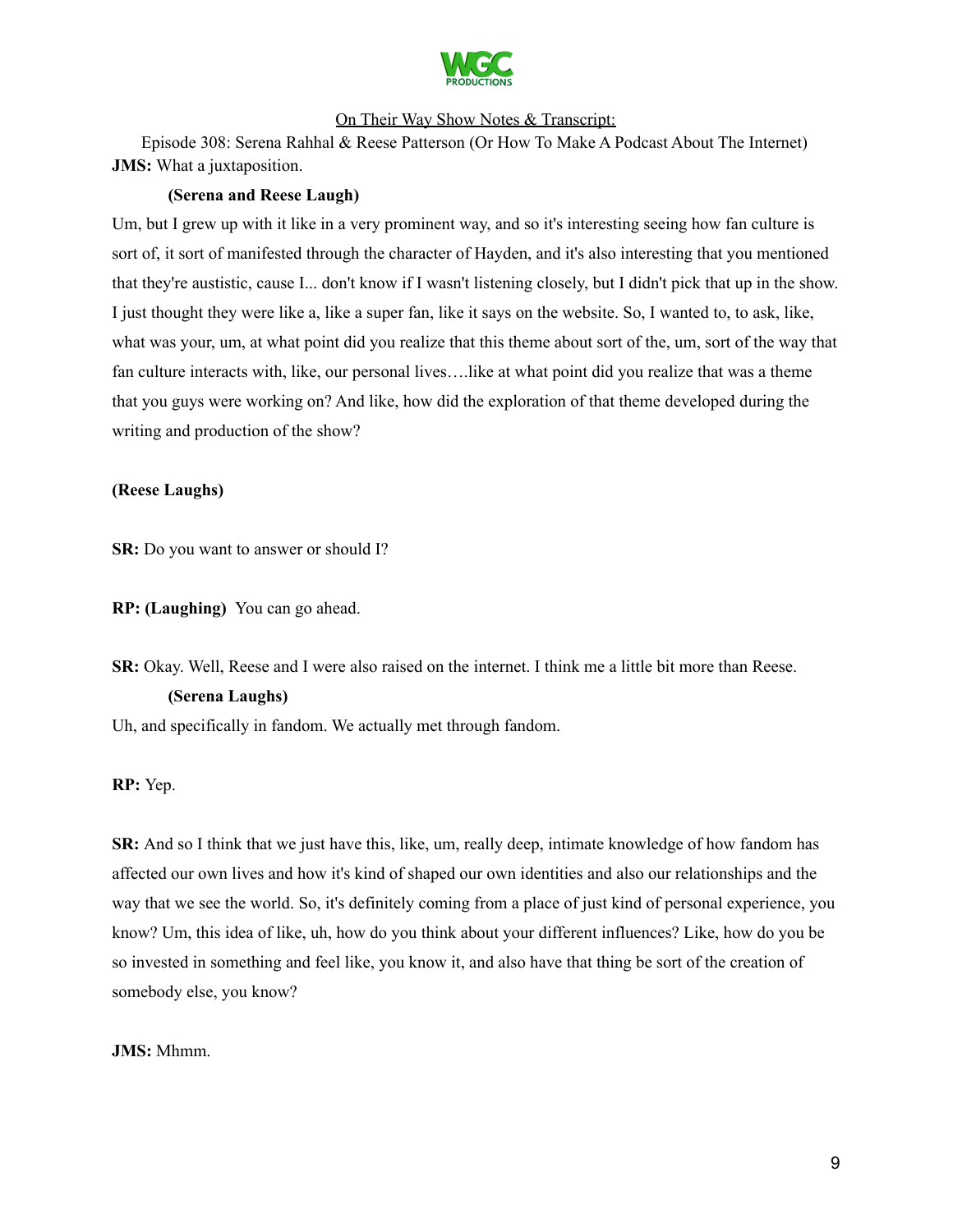**JMS:** What a juxtaposition.

**(Serena and Reese Laugh)**

Um, but I grew up with it like in a very prominent way, and so it's interesting seeing how fan culture is sort of, it sort of manifested through the character of Hayden, and it's also interesting that you mentioned that they're austistic, cause I... don't know if I wasn't listening closely, but I didn't pick that up in the show. I just thought they were like a, like a super fan, like it says on the website. So, I wanted to, to ask, like, what was your, um, at what point did you realize that this theme about sort of the, um, sort of the way that fan culture interacts with, like, our personal lives….like at what point did you realize that was a theme that you guys were working on? And like, how did the exploration of that theme developed during the writing and production of the show?

**(Reese Laughs)**

**SR:** Do you want to answer or should I?

**RP: (Laughing)** You can go ahead.

**SR:** Okay. Well, Reese and I were also raised on the internet. I think me a little bit more than Reese.

**(Serena Laughs)**

Uh, and specifically in fandom. We actually met through fandom.

**RP:** Yep.

**SR:** And so I think that we just have this, like, um, really deep, intimate knowledge of how fandom has affected our own lives and how it's kind of shaped our own identities and also our relationships and the way that we see the world. So, it's definitely coming from a place of just kind of personal experience, you know? Um, this idea of like, uh, how do you think about your different influences? Like, how do you be so invested in something and feel like, you know it, and also have that thing be sort of the creation of somebody else, you know?

**JMS:** Mhmm.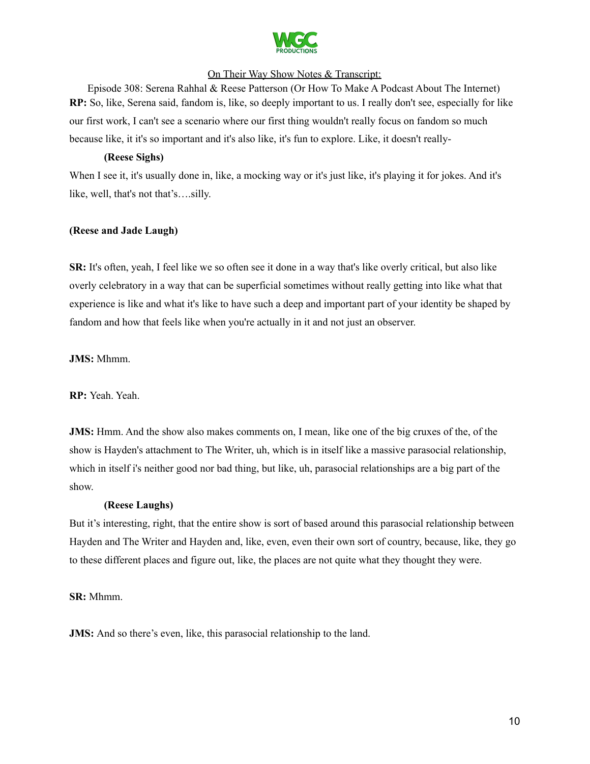**RP:** So, like, Serena said, fandom is, like, so deeply important to us. I really don't see, especially for like our first work, I can't see a scenario where our first thing wouldn't really focus on fandom so much because like, it it's so important and it's also like, it's fun to explore. Like, it doesn't really-

**(Reese Sighs)**

When I see it, it's usually done in, like, a mocking way or it's just like, it's playing it for jokes. And it's like, well, that's not that's….silly.

**(Reese and Jade Laugh)**

**SR:** It's often, yeah, I feel like we so often see it done in a way that's like overly critical, but also like overly celebratory in a way that can be superficial sometimes without really getting into like what that experience is like and what it's like to have such a deep and important part of your identity be shaped by fandom and how that feels like when you're actually in it and not just an observer.

**JMS:** Mhmm.

**RP:** Yeah. Yeah.

**JMS:** Hmm. And the show also makes comments on, I mean, like one of the big cruxes of the, of the show is Hayden's attachment to The Writer, uh, which is in itself like a massive parasocial relationship, which in itself i's neither good nor bad thing, but like, uh, parasocial relationships are a big part of the show.

**(Reese Laughs)**

But it's interesting, right, that the entire show is sort of based around this parasocial relationship between Hayden and The Writer and Hayden and, like, even, even their own sort of country, because, like, they go to these different places and figure out, like, the places are not quite what they thought they were.

**SR:** Mhmm.

**JMS:** And so there's even, like, this parasocial relationship to the land.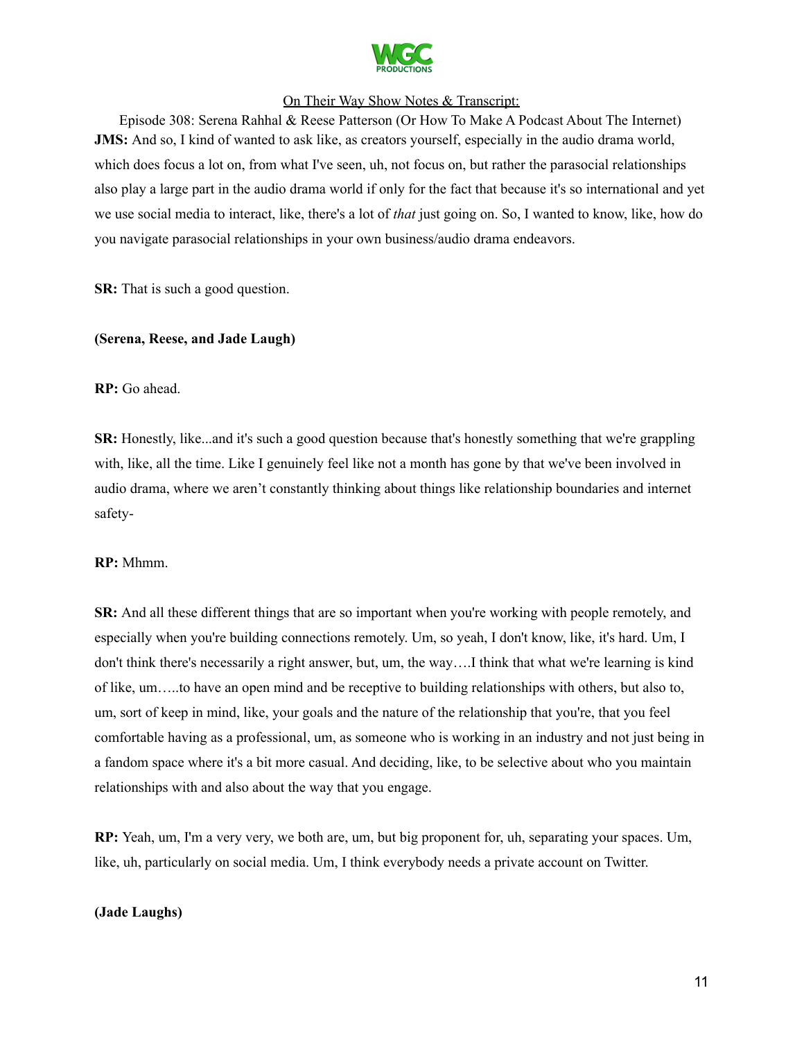On Their Way Show Notes & Transcript:

Episode 308: Serena Rahhal & Reese Patterson (Or How To Make A Podcast About The Internet)

**JMS:** And so, I kind of wanted to ask like, as creators yourself, especially in the audio drama world, which does focus a lot on, from what I've seen, uh, not focus on, but rather the parasocial relationships also play a large part in the audio drama world if only for the fact that because it's so international and yet we use social media to interact, like, there's a lot of *that* just going on. So, I wanted to know, like, how do you navigate parasocial relationships in your own business/audio drama endeavors.

**SR:** That is such a good question.

**(Serena, Reese, and Jade Laugh)**

**RP:** Go ahead.

**SR:** Honestly, like...and it's such a good question because that's honestly something that we're grappling with, like, all the time. Like I genuinely feel like not a month has gone by that we've been involved in audio drama, where we aren't constantly thinking about things like relationship boundaries and internet safety-

**RP:** Mhmm.

**SR:** And all these different things that are so important when you're working with people remotely, and especially when you're building connections remotely. Um, so yeah, I don't know, like, it's hard. Um, I don't think there's necessarily a right answer, but, um, the way….I think that what we're learning is kind of like, um…..to have an open mind and be receptive to building relationships with others, but also to, um, sort of keep in mind, like, your goals and the nature of the relationship that you're, that you feel comfortable having as a professional, um, as someone who is working in an industry and not just being in a fandom space where it's a bit more casual. And deciding, like, to be selective about who you maintain relationships with and also about the way that you engage.

**RP:** Yeah, um, I'm a very very, we both are, um, but big proponent for, uh, separating your spaces. Um, like, uh, particularly on social media. Um, I think everybody needs a private account on Twitter.

**(Jade Laughs)**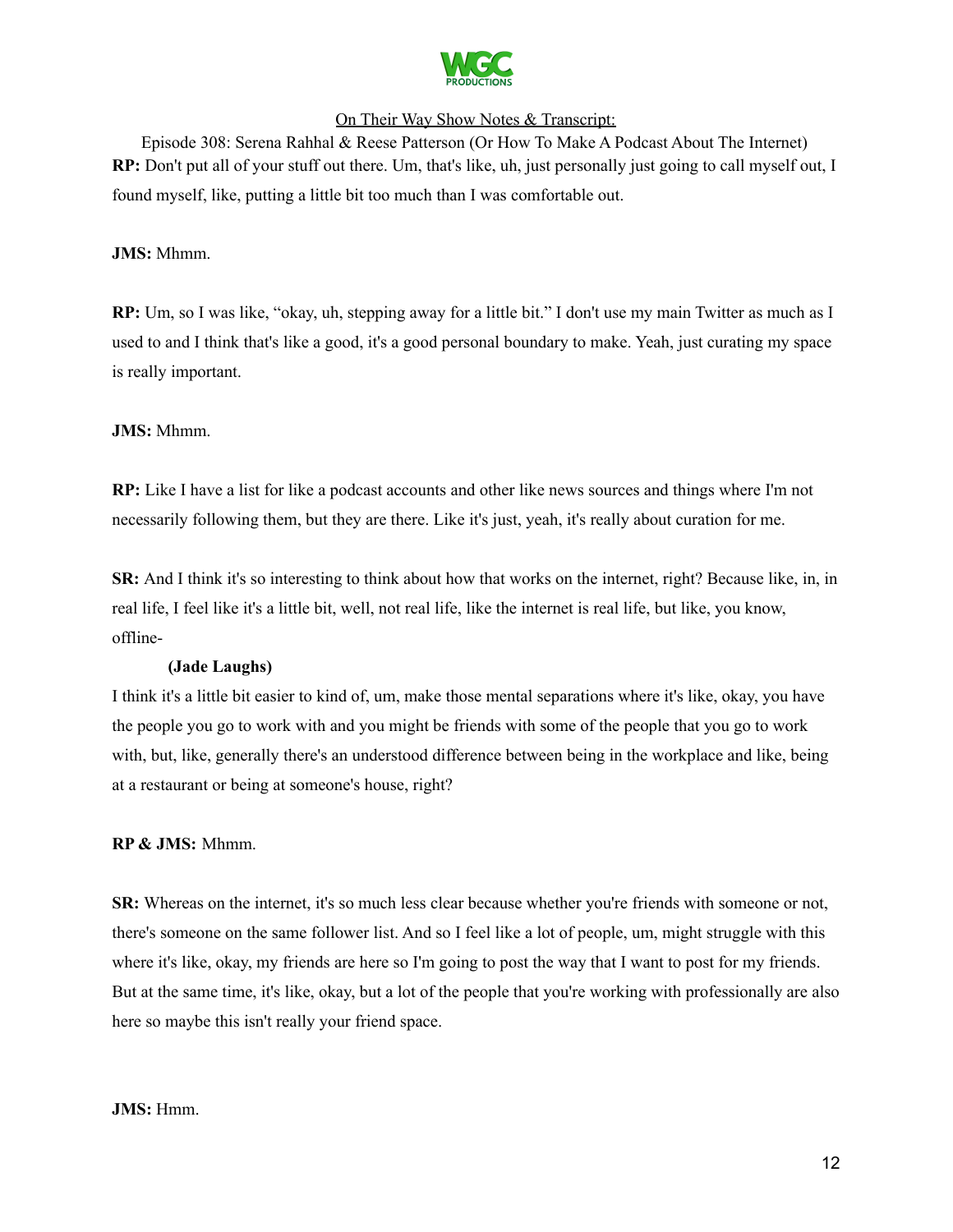**RP:** Don't put all of your stuff out there. Um, that's like, uh, just personally just going to call myself out, I found myself, like, putting a little bit too much than I was comfortable out.

**JMS:** Mhmm.

**RP:** Um, so I was like, "okay, uh, stepping away for a little bit." I don't use my main Twitter as much as I used to and I think that's like a good, it's a good personal boundary to make. Yeah, just curating my space is really important.

**JMS:** Mhmm.

**RP:** Like I have a list for like a podcast accounts and other like news sources and things where I'm not necessarily following them, but they are there. Like it's just, yeah, it's really about curation for me.

**SR:** And I think it's so interesting to think about how that works on the internet, right? Because like, in, in real life, I feel like it's a little bit, well, not real life, like the internet is real life, but like, you know, offline-

**(Jade Laughs)**

I think it's a little bit easier to kind of, um, make those mental separations where it's like, okay, you have the people you go to work with and you might be friends with some of the people that you go to work with, but, like, generally there's an understood difference between being in the workplace and like, being at a restaurant or being at someone's house, right?

**RP & JMS:** Mhmm.

**SR:** Whereas on the internet, it's so much less clear because whether you're friends with someone or not, there's someone on the same follower list. And so I feel like a lot of people, um, might struggle with this where it's like, okay, my friends are here so I'm going to post the way that I want to post for my friends. But at the same time, it's like, okay, but a lot of the people that you're working with professionally are also here so maybe this isn't really your friend space.

**JMS:** Hmm.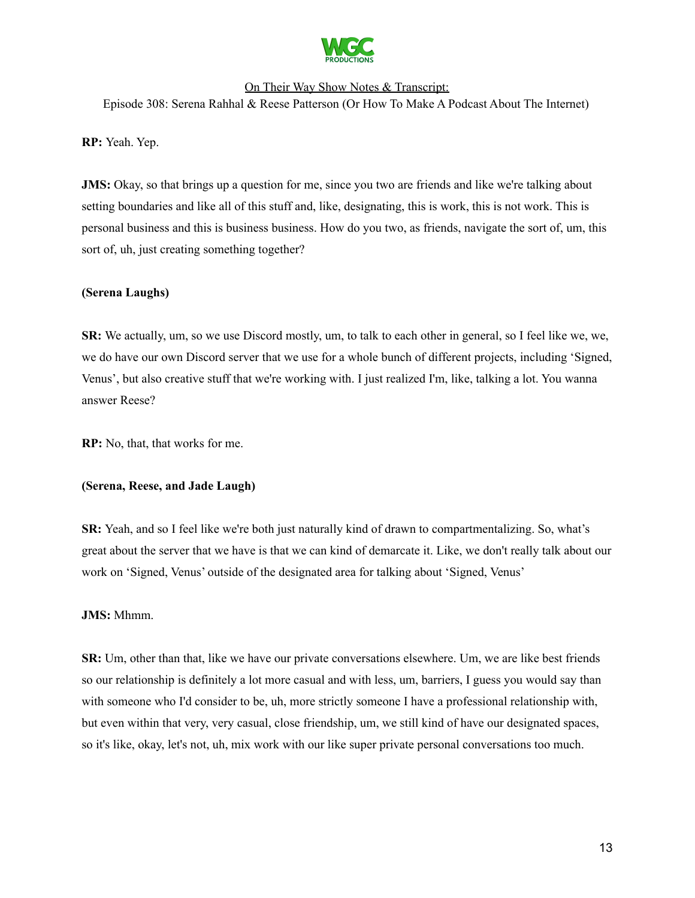**RP:** Yeah. Yep.

**JMS:** Okay, so that brings up a question for me, since you two are friends and like we're talking about setting boundaries and like all of this stuff and, like, designating, this is work, this is not work. This is personal business and this is business business. How do you two, as friends, navigate the sort of, um, this sort of, uh, just creating something together?

**(Serena Laughs)**

**SR:** We actually, um, so we use Discord mostly, um, to talk to each other in general, so I feel like we, we, we do have our own Discord server that we use for a whole bunch of different projects, including 'Signed, Venus', but also creative stuff that we're working with. I just realized I'm, like, talking a lot. You wanna answer Reese?

**RP:** No, that, that works for me.

**(Serena, Reese, and Jade Laugh)**

**SR:** Yeah, and so I feel like we're both just naturally kind of drawn to compartmentalizing. So, what's great about the server that we have is that we can kind of demarcate it. Like, we don't really talk about our work on 'Signed, Venus' outside of the designated area for talking about 'Signed, Venus'

**JMS:** Mhmm.

**SR:** Um, other than that, like we have our private conversations elsewhere. Um, we are like best friends so our relationship is definitely a lot more casual and with less, um, barriers, I guess you would say than with someone who I'd consider to be, uh, more strictly someone I have a professional relationship with, but even within that very, very casual, close friendship, um, we still kind of have our designated spaces, so it's like, okay, let's not, uh, mix work with our like super private personal conversations too much.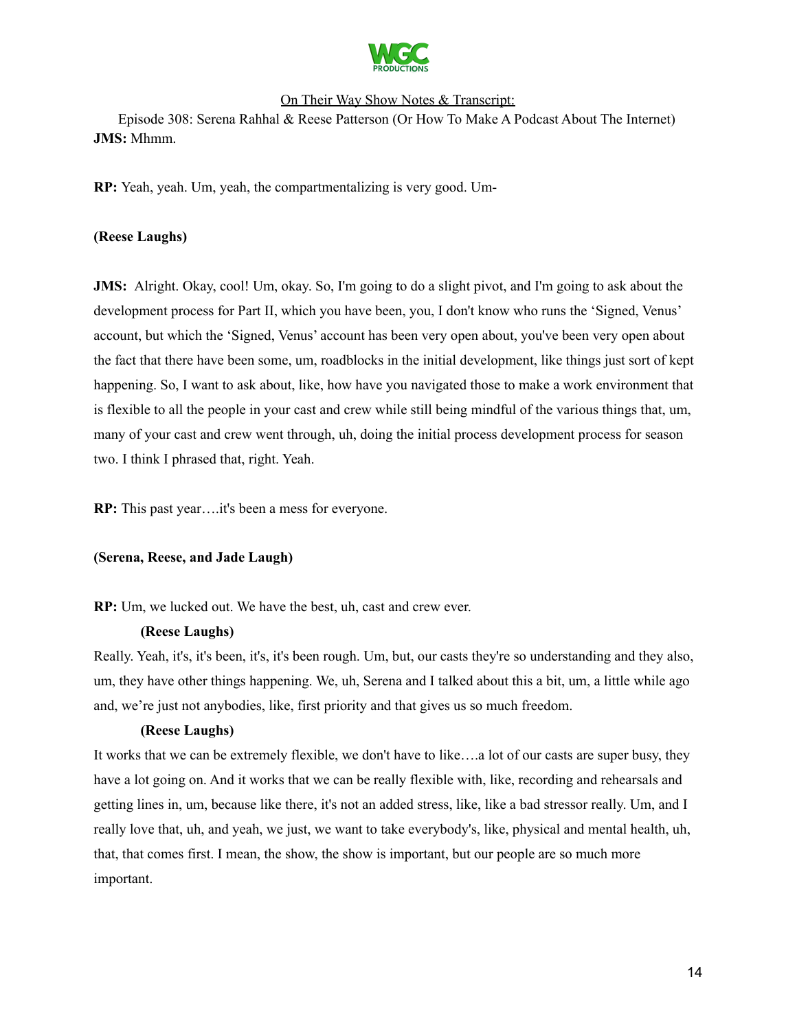**JMS:** Mhmm.

**RP:** Yeah, yeah. Um, yeah, the compartmentalizing is very good. Um-

**(Reese Laughs)**

**JMS:** Alright. Okay, cool! Um, okay. So, I'm going to do a slight pivot, and I'm going to ask about the development process for Part II, which you have been, you, I don't know who runs the 'Signed, Venus' account, but which the 'Signed, Venus' account has been very open about, you've been very open about the fact that there have been some, um, roadblocks in the initial development, like things just sort of kept happening. So, I want to ask about, like, how have you navigated those to make a work environment that is flexible to all the people in your cast and crew while still being mindful of the various things that, um, many of your cast and crew went through, uh, doing the initial process development process for season two. I think I phrased that, right. Yeah.

**RP:** This past year….it's been a mess for everyone.

**(Serena, Reese, and Jade Laugh)**

**RP:** Um, we lucked out. We have the best, uh, cast and crew ever.

**(Reese Laughs)**

Really. Yeah, it's, it's been, it's, it's been rough. Um, but, our casts they're so understanding and they also, um, they have other things happening. We, uh, Serena and I talked about this a bit, um, a little while ago and, we're just not anybodies, like, first priority and that gives us so much freedom.

**(Reese Laughs)**

It works that we can be extremely flexible, we don't have to like….a lot of our casts are super busy, they have a lot going on. And it works that we can be really flexible with, like, recording and rehearsals and getting lines in, um, because like there, it's not an added stress, like, like a bad stressor really. Um, and I really love that, uh, and yeah, we just, we want to take everybody's, like, physical and mental health, uh, that, that comes first. I mean, the show, the show is important, but our people are so much more important.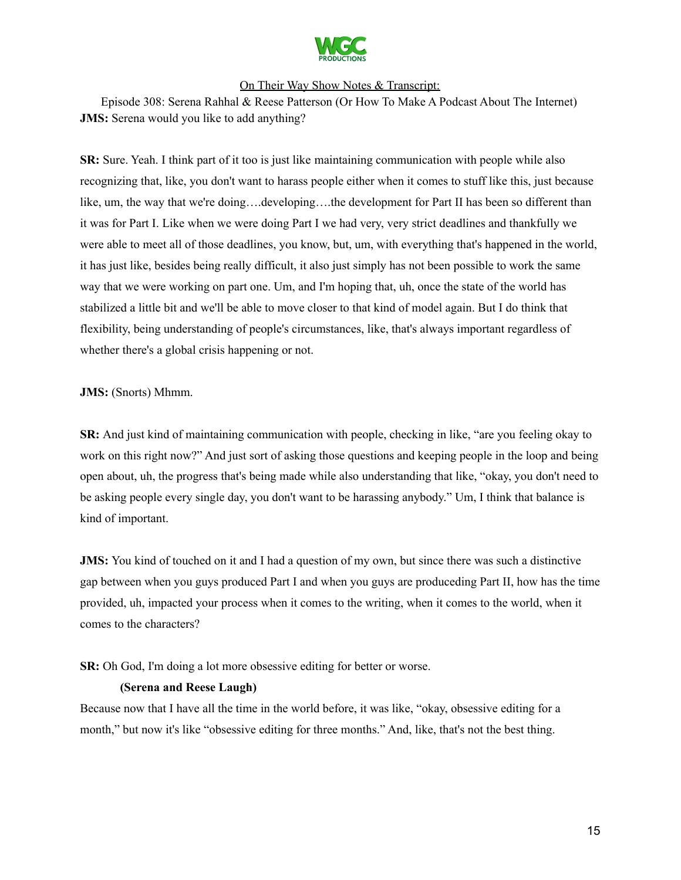JMS: Serena would you like to add anything?

**SR:** Sure. Yeah. I think part of it too is just like maintaining communication with people while also recognizing that, like, you don't want to harass people either when it comes to stuff like this, just because like, um, the way that we're doing….developing….the development for Part II has been so different than it was for Part I. Like when we were doing Part I we had very, very strict deadlines and thankfully we were able to meet all of those deadlines, you know, but, um, with everything that's happened in the world, it has just like, besides being really difficult, it also just simply has not been possible to work the same way that we were working on part one. Um, and I'm hoping that, uh, once the state of the world has stabilized a little bit and we'll be able to move closer to that kind of model again. But I do think that flexibility, being understanding of people's circumstances, like, that's always important regardless of whether there's a global crisis happening or not.

**JMS:** (Snorts) Mhmm.

**SR:** And just kind of maintaining communication with people, checking in like, "are you feeling okay to work on this right now?" And just sort of asking those questions and keeping people in the loop and being open about, uh, the progress that's being made while also understanding that like, "okay, you don't need to be asking people every single day, you don't want to be harassing anybody." Um, I think that balance is kind of important.

**JMS:** You kind of touched on it and I had a question of my own, but since there was such a distinctive gap between when you guys produced Part I and when you guys are produceding Part II, how has the time provided, uh, impacted your process when it comes to the writing, when it comes to the world, when it comes to the characters?

**SR:** Oh God, I'm doing a lot more obsessive editing for better or worse.

**(Serena and Reese Laugh)**

Because now that I have all the time in the world before, it was like, "okay, obsessive editing for a month," but now it's like "obsessive editing for three months." And, like, that's not the best thing.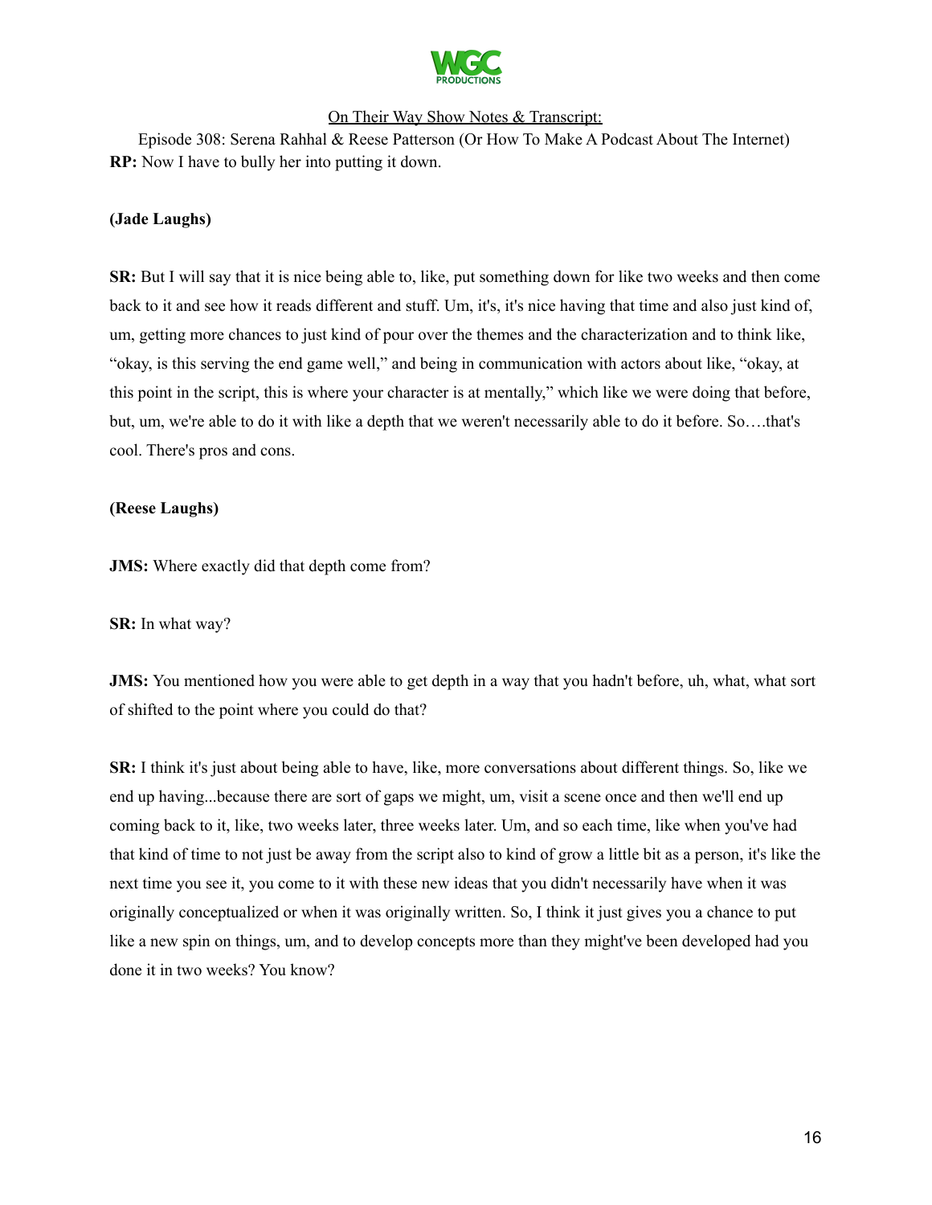**RP:** Now I have to bully her into putting it down.

**(Jade Laughs)**

**SR:** But I will say that it is nice being able to, like, put something down for like two weeks and then come back to it and see how it reads different and stuff. Um, it's, it's nice having that time and also just kind of, um, getting more chances to just kind of pour over the themes and the characterization and to think like, "okay, is this serving the end game well," and being in communication with actors about like, "okay, at this point in the script, this is where your character is at mentally," which like we were doing that before, but, um, we're able to do it with like a depth that we weren't necessarily able to do it before. So….that's cool. There's pros and cons.

**(Reese Laughs)**

**JMS:** Where exactly did that depth come from?

**SR:** In what way?

**JMS:** You mentioned how you were able to get depth in a way that you hadn't before, uh, what, what sort of shifted to the point where you could do that?

**SR:** I think it's just about being able to have, like, more conversations about different things. So, like we end up having...because there are sort of gaps we might, um, visit a scene once and then we'll end up coming back to it, like, two weeks later, three weeks later. Um, and so each time, like when you've had that kind of time to not just be away from the script also to kind of grow a little bit as a person, it's like the next time you see it, you come to it with these new ideas that you didn't necessarily have when it was originally conceptualized or when it was originally written. So, I think it just gives you a chance to put like a new spin on things, um, and to develop concepts more than they might've been developed had you done it in two weeks? You know?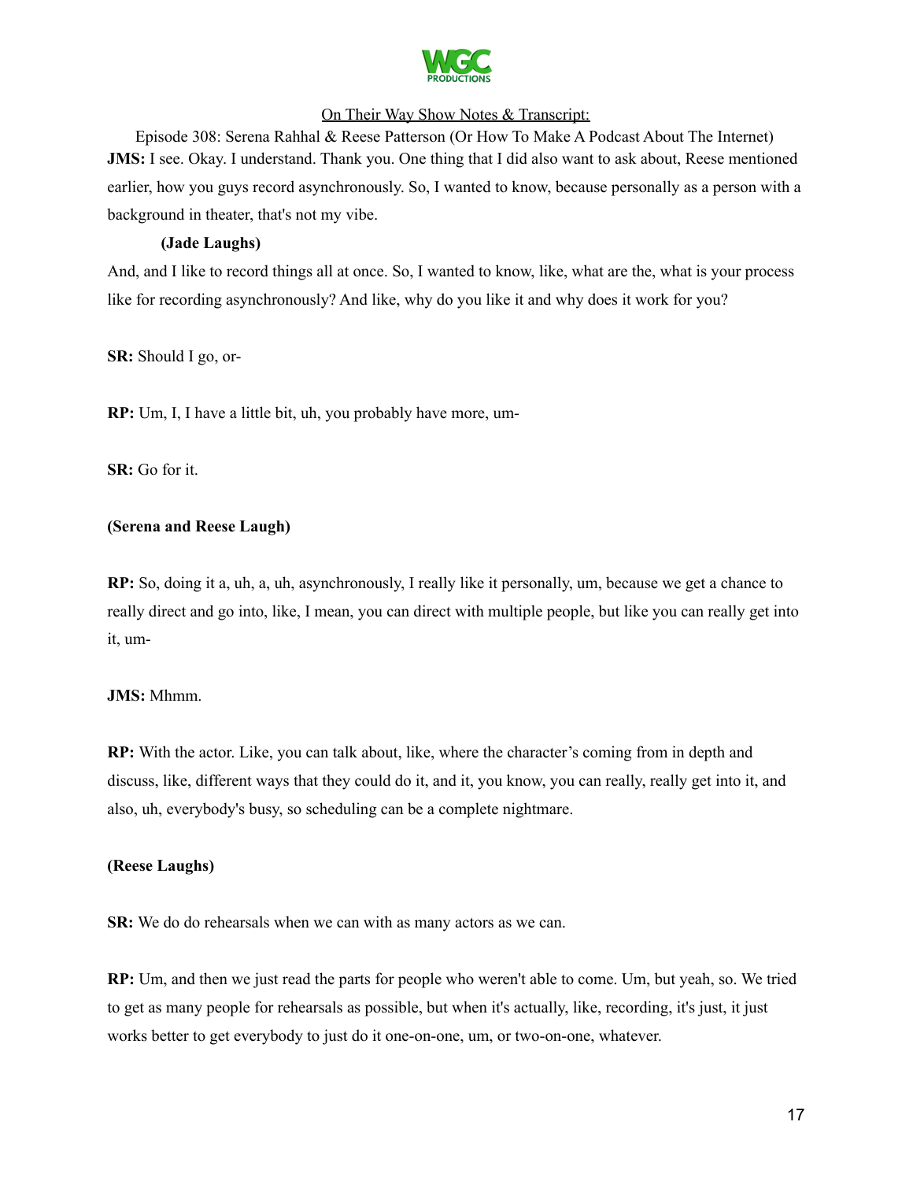**JMS:** I see. Okay. I understand. Thank you. One thing that I did also want to ask about, Reese mentioned earlier, how you guys record asynchronously. So, I wanted to know, because personally as a person with a background in theater, that's not my vibe.

**(Jade Laughs)**

And, and I like to record things all at once. So, I wanted to know, like, what are the, what is your process like for recording asynchronously? And like, why do you like it and why does it work for you?

**SR:** Should I go, or-

**RP:** Um, I, I have a little bit, uh, you probably have more, um-

**SR:** Go for it.

**(Serena and Reese Laugh)**

**RP:** So, doing it a, uh, a, uh, asynchronously, I really like it personally, um, because we get a chance to really direct and go into, like, I mean, you can direct with multiple people, but like you can really get into it, um-

**JMS:** Mhmm.

**RP:** With the actor. Like, you can talk about, like, where the character's coming from in depth and discuss, like, different ways that they could do it, and it, you know, you can really, really get into it, and also, uh, everybody's busy, so scheduling can be a complete nightmare.

**(Reese Laughs)**

**SR:** We do do rehearsals when we can with as many actors as we can.

**RP:** Um, and then we just read the parts for people who weren't able to come. Um, but yeah, so. We tried to get as many people for rehearsals as possible, but when it's actually, like, recording, it's just, it just works better to get everybody to just do it one-on-one, um, or two-on-one, whatever.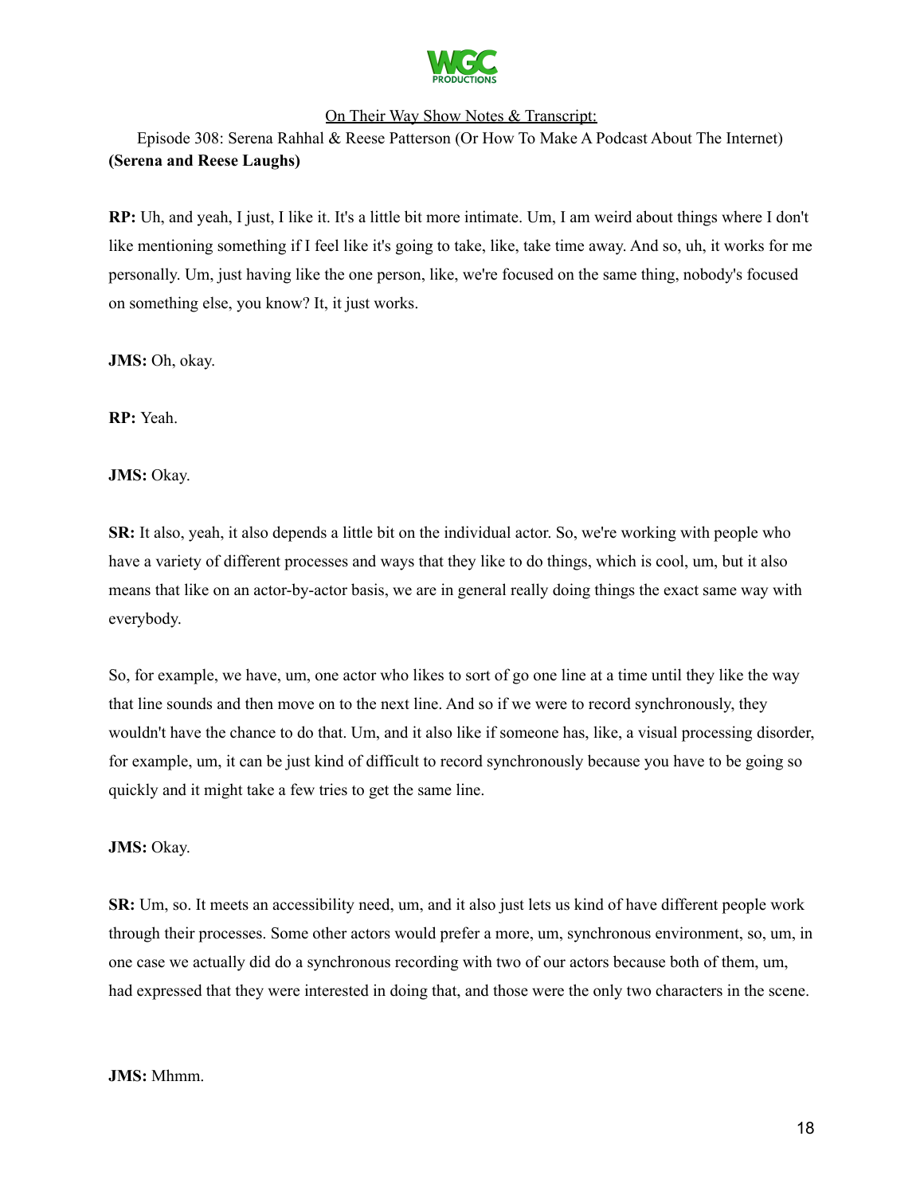**RP:** Uh, and yeah, I just, I like it. It's a little bit more intimate. Um, I am weird about things where I don't like mentioning something if I feel like it's going to take, like, take time away. And so, uh, it works for me personally. Um, just having like the one person, like, we're focused on the same thing, nobody's focused on something else, you know? It, it just works.

**JMS:** Oh, okay.

**RP:** Yeah.

**JMS:** Okay.

**SR:** It also, yeah, it also depends a little bit on the individual actor. So, we're working with people who have a variety of different processes and ways that they like to do things, which is cool, um, but it also means that like on an actor-by-actor basis, we are in general really doing things the exact same way with everybody.

So, for example, we have, um, one actor who likes to sort of go one line at a time until they like the way that line sounds and then move on to the next line. And so if we were to record synchronously, they wouldn't have the chance to do that. Um, and it also like if someone has, like, a visual processing disorder, for example, um, it can be just kind of difficult to record synchronously because you have to be going so quickly and it might take a few tries to get the same line.

**JMS:** Okay.

**SR:** Um, so. It meets an accessibility need, um, and it also just lets us kind of have different people work through their processes. Some other actors would prefer a more, um, synchronous environment, so, um, in one case we actually did do a synchronous recording with two of our actors because both of them, um, had expressed that they were interested in doing that, and those were the only two characters in the scene.

**JMS:** Mhmm.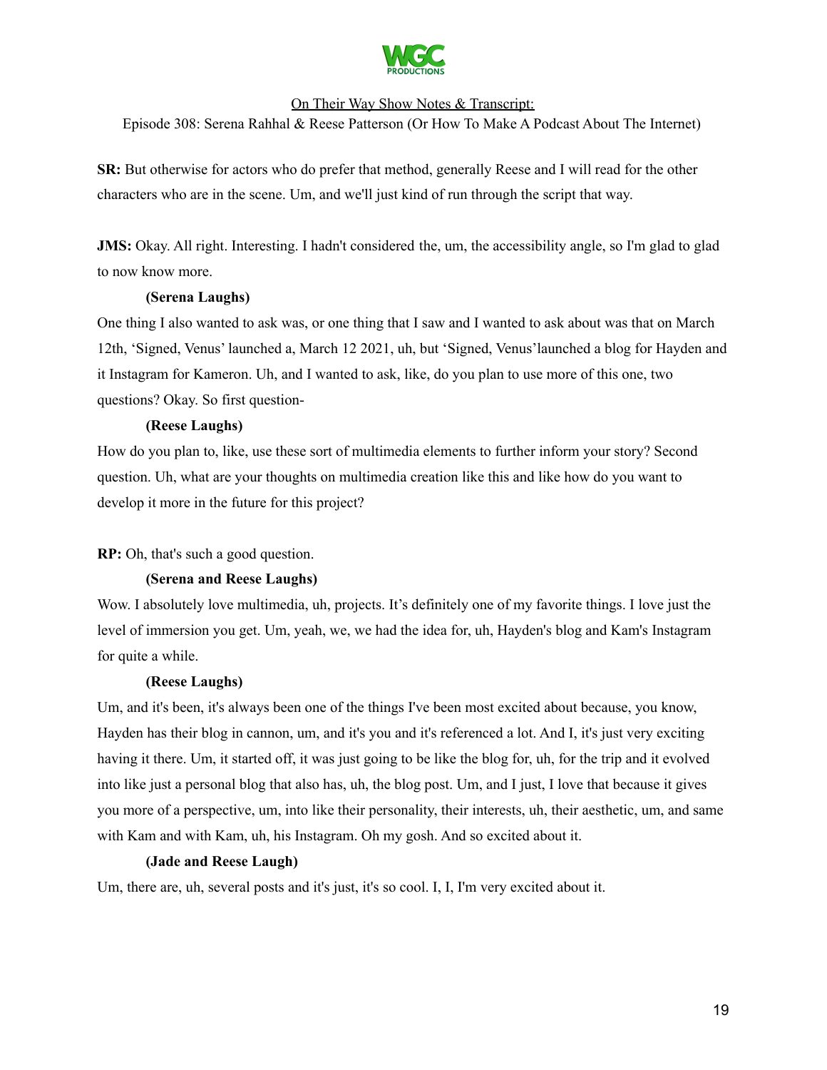**SR:** But otherwise for actors who do prefer that method, generally Reese and I will read for the other characters who are in the scene. Um, and we'll just kind of run through the script that way.

**JMS:** Okay. All right. Interesting. I hadn't considered the, um, the accessibility angle, so I'm glad to glad to now know more.

**(Serena Laughs)**

One thing I also wanted to ask was, or one thing that I saw and I wanted to ask about was that on March 12th, 'Signed, Venus' launched a, March 12 2021, uh, but 'Signed, Venus'launched a blog for Hayden and it Instagram for Kameron. Uh, and I wanted to ask, like, do you plan to use more of this one, two questions? Okay. So first question-

**(Reese Laughs)**

How do you plan to, like, use these sort of multimedia elements to further inform your story? Second question. Uh, what are your thoughts on multimedia creation like this and like how do you want to develop it more in the future for this project?

**RP:** Oh, that's such a good question.

**(Serena and Reese Laughs)**

Wow. I absolutely love multimedia, uh, projects. It's definitely one of my favorite things. I love just the level of immersion you get. Um, yeah, we, we had the idea for, uh, Hayden's blog and Kam's Instagram for quite a while.

**(Reese Laughs)**

Um, and it's been, it's always been one of the things I've been most excited about because, you know, Hayden has their blog in cannon, um, and it's you and it's referenced a lot. And I, it's just very exciting having it there. Um, it started off, it was just going to be like the blog for, uh, for the trip and it evolved into like just a personal blog that also has, uh, the blog post. Um, and I just, I love that because it gives you more of a perspective, um, into like their personality, their interests, uh, their aesthetic, um, and same with Kam and with Kam, uh, his Instagram. Oh my gosh. And so excited about it.

**(Jade and Reese Laugh)**

Um, there are, uh, several posts and it's just, it's so cool. I, I, I'm very excited about it.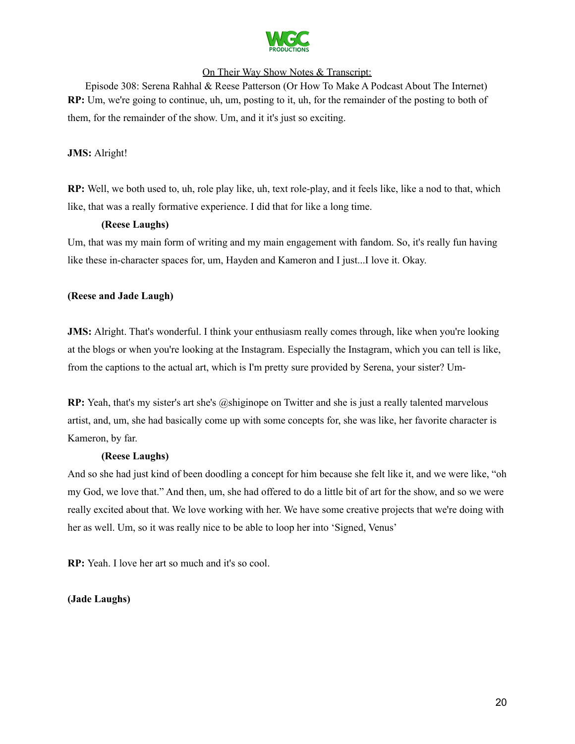**RP:** Um, we're going to continue, uh, um, posting to it, uh, for the remainder of the posting to both of them, for the remainder of the show. Um, and it it's just so exciting.

**JMS:** Alright!

**RP:** Well, we both used to, uh, role play like, uh, text role-play, and it feels like, like a nod to that, which like, that was a really formative experience. I did that for like a long time.

**(Reese Laughs)**

Um, that was my main form of writing and my main engagement with fandom. So, it's really fun having like these in-character spaces for, um, Hayden and Kameron and I just...I love it. Okay.

**(Reese and Jade Laugh)**

**JMS:** Alright. That's wonderful. I think your enthusiasm really comes through, like when you're looking at the blogs or when you're looking at the Instagram. Especially the Instagram, which you can tell is like, from the captions to the actual art, which is I'm pretty sure provided by Serena, your sister? Um-

**RP:** Yeah, that's my sister's art she's @shiginope on Twitter and she is just a really talented marvelous artist, and, um, she had basically come up with some concepts for, she was like, her favorite character is Kameron, by far.

**(Reese Laughs)**

And so she had just kind of been doodling a concept for him because she felt like it, and we were like, "oh my God, we love that." And then, um, she had offered to do a little bit of art for the show, and so we were really excited about that. We love working with her. We have some creative projects that we're doing with her as well. Um, so it was really nice to be able to loop her into 'Signed, Venus'

**RP:** Yeah. I love her art so much and it's so cool.

**(Jade Laughs)**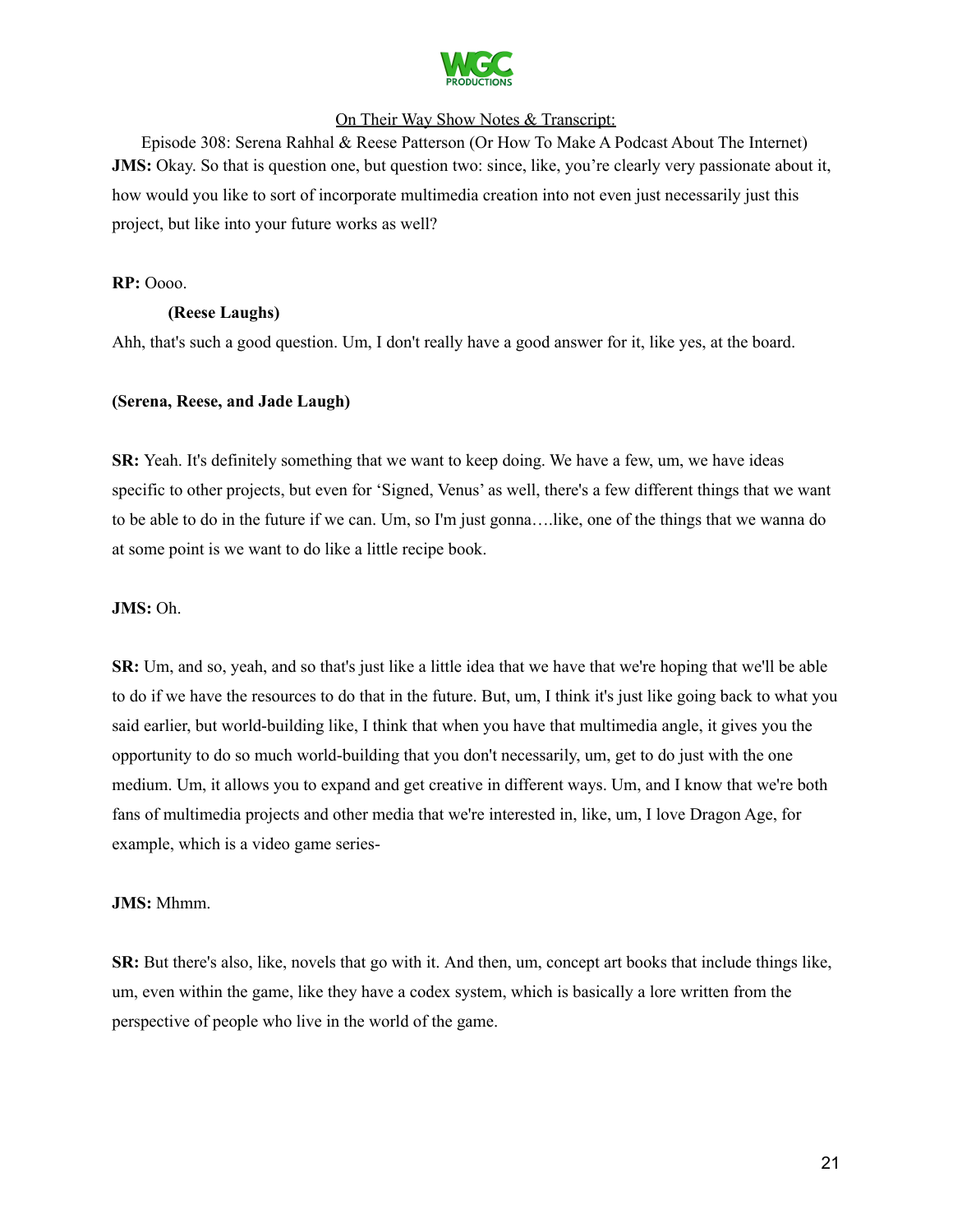**JMS:** Okay. So that is question one, but question two: since, like, you're clearly very passionate about it, how would you like to sort of incorporate multimedia creation into not even just necessarily just this project, but like into your future works as well?

**RP:** Oooo.

**(Reese Laughs)**

Ahh, that's such a good question. Um, I don't really have a good answer for it, like yes, at the board.

**(Serena, Reese, and Jade Laugh)**

**SR:** Yeah. It's definitely something that we want to keep doing. We have a few, um, we have ideas specific to other projects, but even for 'Signed, Venus' as well, there's a few different things that we want to be able to do in the future if we can. Um, so I'm just gonna….like, one of the things that we wanna do at some point is we want to do like a little recipe book.

**JMS:** Oh.

**SR:** Um, and so, yeah, and so that's just like a little idea that we have that we're hoping that we'll be able to do if we have the resources to do that in the future. But, um, I think it's just like going back to what you said earlier, but world-building like, I think that when you have that multimedia angle, it gives you the opportunity to do so much world-building that you don't necessarily, um, get to do just with the one medium. Um, it allows you to expand and get creative in different ways. Um, and I know that we're both fans of multimedia projects and other media that we're interested in, like, um, I love Dragon Age, for example, which is a video game series-

**JMS:** Mhmm.

**SR:** But there's also, like, novels that go with it. And then, um, concept art books that include things like, um, even within the game, like they have a codex system, which is basically a lore written from the perspective of people who live in the world of the game.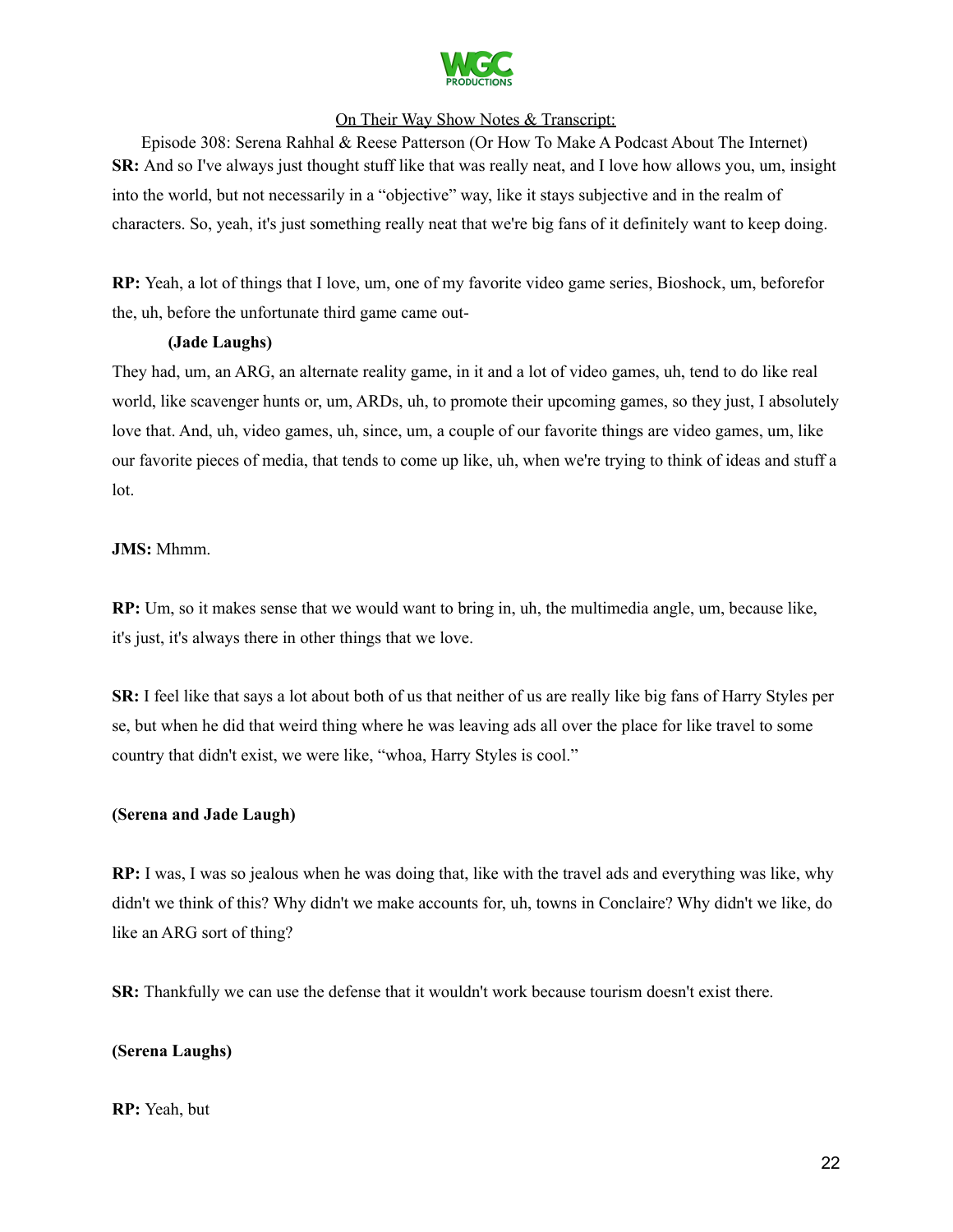**SR:** And so I've always just thought stuff like that was really neat, and I love how allows you, um, insight into the world, but not necessarily in a "objective" way, like it stays subjective and in the realm of characters. So, yeah, it's just something really neat that we're big fans of it definitely want to keep doing.

**RP:** Yeah, a lot of things that I love, um, one of my favorite video game series, Bioshock, um, beforefor the, uh, before the unfortunate third game came out-

**(Jade Laughs)**

They had, um, an ARG, an alternate reality game, in it and a lot of video games, uh, tend to do like real world, like scavenger hunts or, um, ARDs, uh, to promote their upcoming games, so they just, I absolutely love that. And, uh, video games, uh, since, um, a couple of our favorite things are video games, um, like our favorite pieces of media, that tends to come up like, uh, when we're trying to think of ideas and stuff a lot.

**JMS:** Mhmm.

**RP:** Um, so it makes sense that we would want to bring in, uh, the multimedia angle, um, because like, it's just, it's always there in other things that we love.

**SR:** I feel like that says a lot about both of us that neither of us are really like big fans of Harry Styles per se, but when he did that weird thing where he was leaving ads all over the place for like travel to some country that didn't exist, we were like, "whoa, Harry Styles is cool."

**(Serena and Jade Laugh)**

**RP:** I was, I was so jealous when he was doing that, like with the travel ads and everything was like, why didn't we think of this? Why didn't we make accounts for, uh, towns in Conclaire? Why didn't we like, do like an ARG sort of thing?

**SR:** Thankfully we can use the defense that it wouldn't work because tourism doesn't exist there.

**(Serena Laughs)**

**RP:** Yeah, but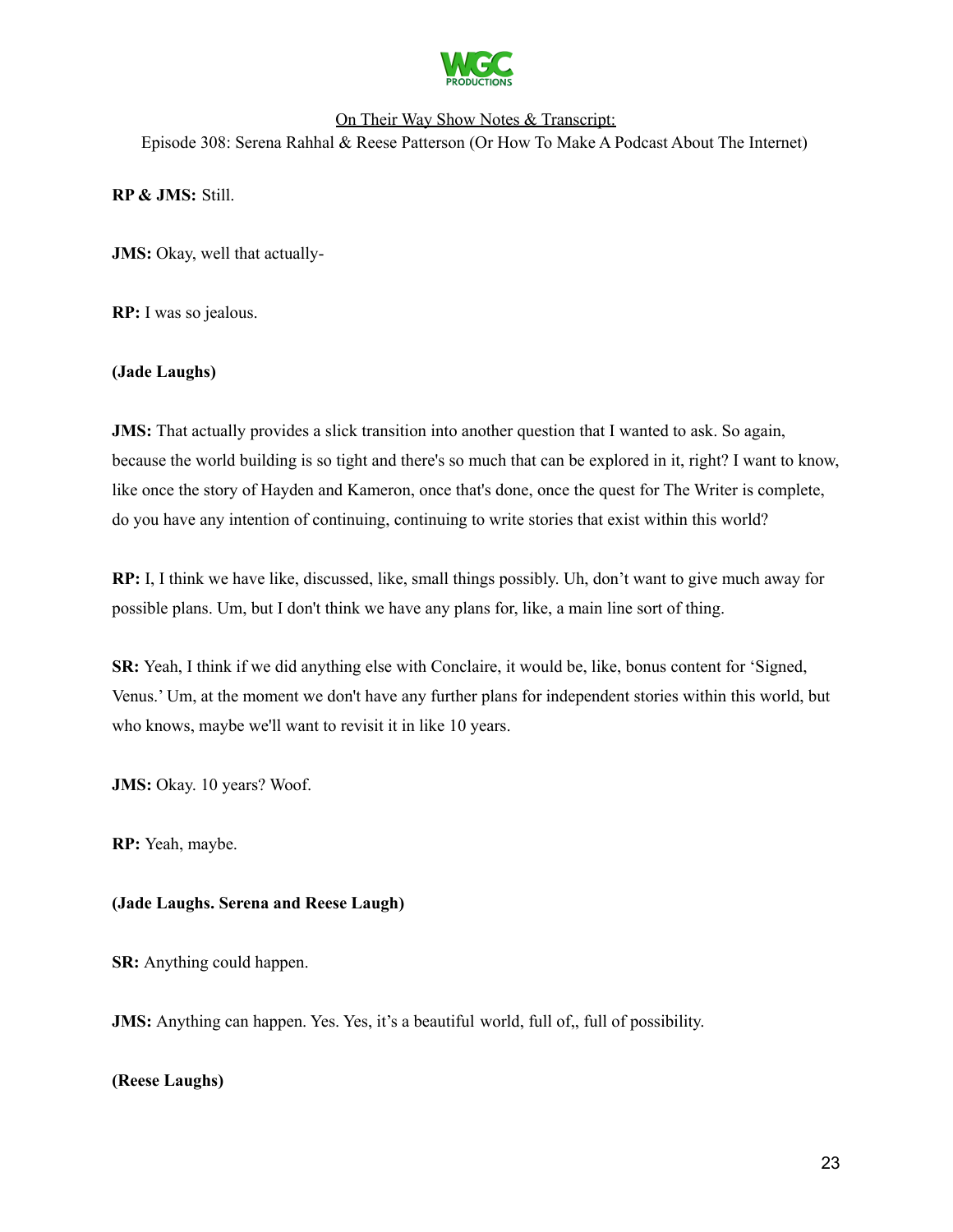**RP & JMS:** Still.

**JMS:** Okay, well that actually-

**RP:** I was so jealous.

**(Jade Laughs)**

**JMS:** That actually provides a slick transition into another question that I wanted to ask. So again, because the world building is so tight and there's so much that can be explored in it, right? I want to know, like once the story of Hayden and Kameron, once that's done, once the quest for The Writer is complete, do you have any intention of continuing, continuing to write stories that exist within this world?

**RP:** I, I think we have like, discussed, like, small things possibly. Uh, don't want to give much away for possible plans. Um, but I don't think we have any plans for, like, a main line sort of thing.

**SR:** Yeah, I think if we did anything else with Conclaire, it would be, like, bonus content for 'Signed, Venus.' Um, at the moment we don't have any further plans for independent stories within this world, but who knows, maybe we'll want to revisit it in like 10 years.

**JMS:** Okay. 10 years? Woof.

**RP:** Yeah, maybe.

**(Jade Laughs. Serena and Reese Laugh)**

**SR:** Anything could happen.

**JMS:** Anything can happen. Yes. Yes, it's a beautiful world, full of,, full of possibility.

**(Reese Laughs)**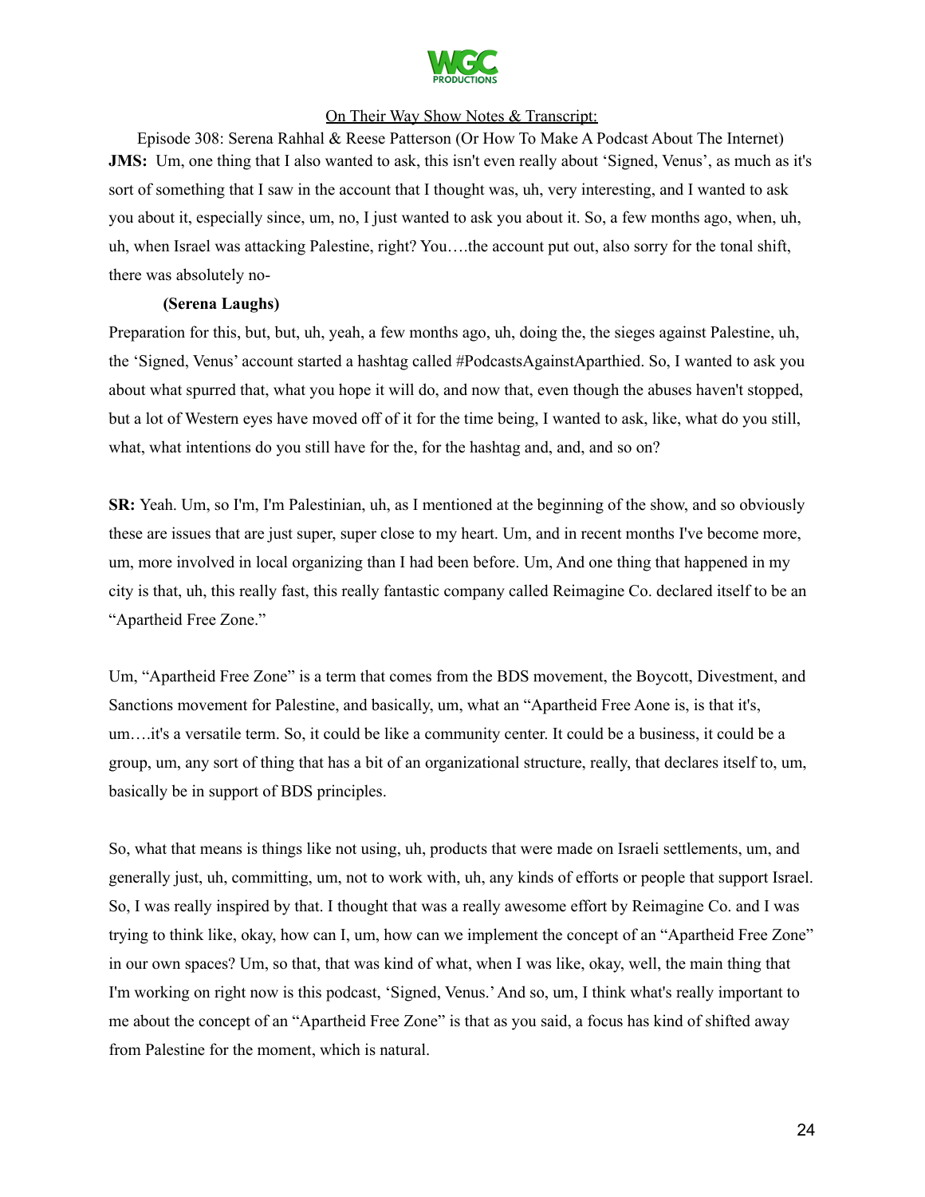On Their Way Show Notes & Transcript:

Episode 308: Serena Rahhal & Reese Patterson (Or How To Make A Podcast About The Internet)

**JMS:** Um, one thing that I also wanted to ask, this isn't even really about 'Signed, Venus', as much as it's sort of something that I saw in the account that I thought was, uh, very interesting, and I wanted to ask you about it, especially since, um, no, I just wanted to ask you about it. So, a few months ago, when, uh, uh, when Israel was attacking Palestine, right? You….the account put out, also sorry for the tonal shift, there was absolutely no-

**(Serena Laughs)**

Preparation for this, but, but, uh, yeah, a few months ago, uh, doing the, the sieges against Palestine, uh, the 'Signed, Venus' account started a hashtag called #PodcastsAgainstAparthied. So, I wanted to ask you about what spurred that, what you hope it will do, and now that, even though the abuses haven't stopped, but a lot of Western eyes have moved off of it for the time being, I wanted to ask, like, what do you still, what, what intentions do you still have for the, for the hashtag and, and, and so on?

**SR:** Yeah. Um, so I'm, I'm Palestinian, uh, as I mentioned at the beginning of the show, and so obviously these are issues that are just super, super close to my heart. Um, and in recent months I've become more, um, more involved in local organizing than I had been before. Um, And one thing that happened in my city is that, uh, this really fast, this really fantastic company called Reimagine Co. declared itself to be an "Apartheid Free Zone."

Um, "Apartheid Free Zone" is a term that comes from the BDS movement, the Boycott, Divestment, and Sanctions movement for Palestine, and basically, um, what an "Apartheid Free Aone is, is that it's, um….it's a versatile term. So, it could be like a community center. It could be a business, it could be a group, um, any sort of thing that has a bit of an organizational structure, really, that declares itself to, um, basically be in support of BDS principles.

So, what that means is things like not using, uh, products that were made on Israeli settlements, um, and generally just, uh, committing, um, not to work with, uh, any kinds of efforts or people that support Israel. So, I was really inspired by that. I thought that was a really awesome effort by Reimagine Co. and I was trying to think like, okay, how can I, um, how can we implement the concept of an "Apartheid Free Zone" in our own spaces? Um, so that, that was kind of what, when I was like, okay, well, the main thing that I'm working on right now is this podcast, 'Signed, Venus.' And so, um, I think what's really important to me about the concept of an "Apartheid Free Zone" is that as you said, a focus has kind of shifted away from Palestine for the moment, which is natural.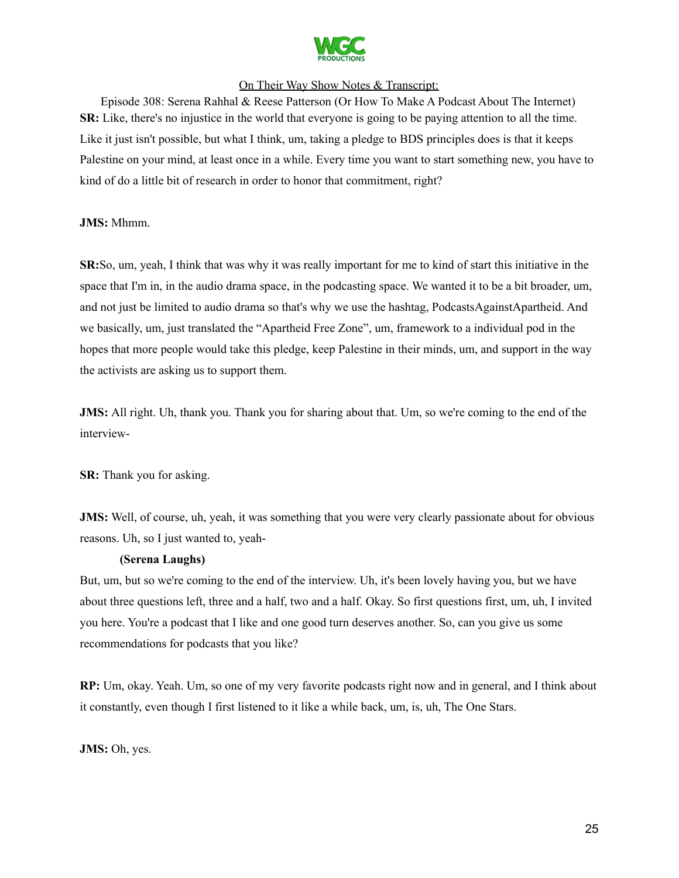**SR:** Like, there's no injustice in the world that everyone is going to be paying attention to all the time. Like it just isn't possible, but what I think, um, taking a pledge to BDS principles does is that it keeps Palestine on your mind, at least once in a while. Every time you want to start something new, you have to kind of do a little bit of research in order to honor that commitment, right?

**JMS:** Mhmm.

**SR:**So, um, yeah, I think that was why it was really important for me to kind of start this initiative in the space that I'm in, in the audio drama space, in the podcasting space. We wanted it to be a bit broader, um, and not just be limited to audio drama so that's why we use the hashtag, PodcastsAgainstApartheid. And we basically, um, just translated the "Apartheid Free Zone", um, framework to a individual pod in the hopes that more people would take this pledge, keep Palestine in their minds, um, and support in the way the activists are asking us to support them.

**JMS:** All right. Uh, thank you. Thank you for sharing about that. Um, so we're coming to the end of the interview-

**SR:** Thank you for asking.

**JMS:** Well, of course, uh, yeah, it was something that you were very clearly passionate about for obvious reasons. Uh, so I just wanted to, yeah-

**(Serena Laughs)**

But, um, but so we're coming to the end of the interview. Uh, it's been lovely having you, but we have about three questions left, three and a half, two and a half. Okay. So first questions first, um, uh, I invited you here. You're a podcast that I like and one good turn deserves another. So, can you give us some recommendations for podcasts that you like?

**RP:** Um, okay. Yeah. Um, so one of my very favorite podcasts right now and in general, and I think about it constantly, even though I first listened to it like a while back, um, is, uh, The One Stars.

**JMS:** Oh, yes.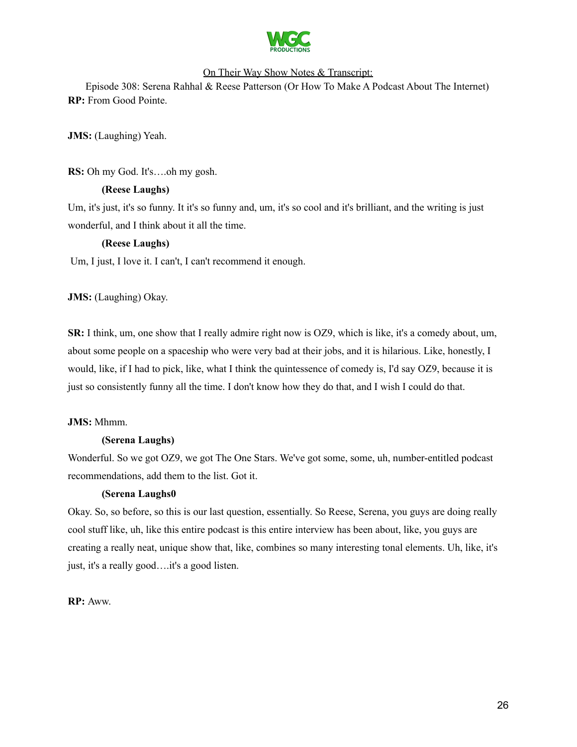RP: From Good Pointe.

**JMS:** (Laughing) Yeah.

**RS:** Oh my God. It's….oh my gosh.

**(Reese Laughs)**

Um, it's just, it's so funny. It it's so funny and, um, it's so cool and it's brilliant, and the writing is just wonderful, and I think about it all the time.

**(Reese Laughs)**

Um, I just, I love it. I can't, I can't recommend it enough.

**JMS:** (Laughing) Okay.

**SR:** I think, um, one show that I really admire right now is OZ9, which is like, it's a comedy about, um, about some people on a spaceship who were very bad at their jobs, and it is hilarious. Like, honestly, I would, like, if I had to pick, like, what I think the quintessence of comedy is, I'd say OZ9, because it is just so consistently funny all the time. I don't know how they do that, and I wish I could do that.

**JMS:** Mhmm.

**(Serena Laughs)**

Wonderful. So we got OZ9, we got The One Stars. We've got some, some, uh, number-entitled podcast recommendations, add them to the list. Got it.

**(Serena Laughs0**

Okay. So, so before, so this is our last question, essentially. So Reese, Serena, you guys are doing really cool stuff like, uh, like this entire podcast is this entire interview has been about, like, you guys are creating a really neat, unique show that, like, combines so many interesting tonal elements. Uh, like, it's just, it's a really good….it's a good listen.

**RP:** Aww.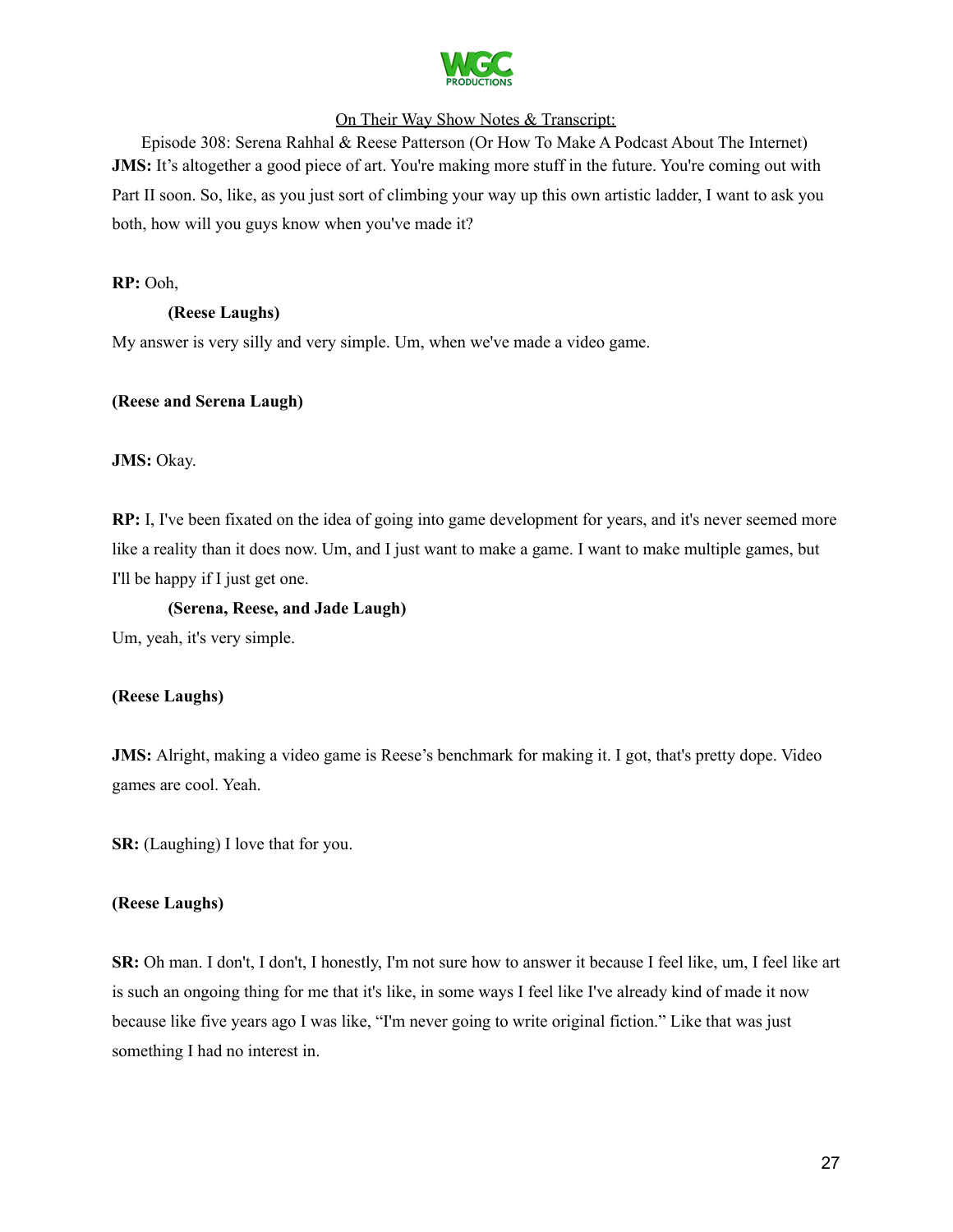**JMS:** It's altogether a good piece of art. You're making more stuff in the future. You're coming out with Part II soon. So, like, as you just sort of climbing your way up this own artistic ladder, I want to ask you both, how will you guys know when you've made it?

**RP:** Ooh,

**(Reese Laughs)**

My answer is very silly and very simple. Um, when we've made a video game.

**(Reese and Serena Laugh)**

**JMS:** Okay.

**RP:** I, I've been fixated on the idea of going into game development for years, and it's never seemed more like a reality than it does now. Um, and I just want to make a game. I want to make multiple games, but I'll be happy if I just get one.

**(Serena, Reese, and Jade Laugh)**

Um, yeah, it's very simple.

**(Reese Laughs)**

**JMS:** Alright, making a video game is Reese's benchmark for making it. I got, that's pretty dope. Video games are cool. Yeah.

**SR:** (Laughing) I love that for you.

**(Reese Laughs)**

**SR:** Oh man. I don't, I don't, I honestly, I'm not sure how to answer it because I feel like, um, I feel like art is such an ongoing thing for me that it's like, in some ways I feel like I've already kind of made it now because like five years ago I was like, "I'm never going to write original fiction." Like that was just something I had no interest in.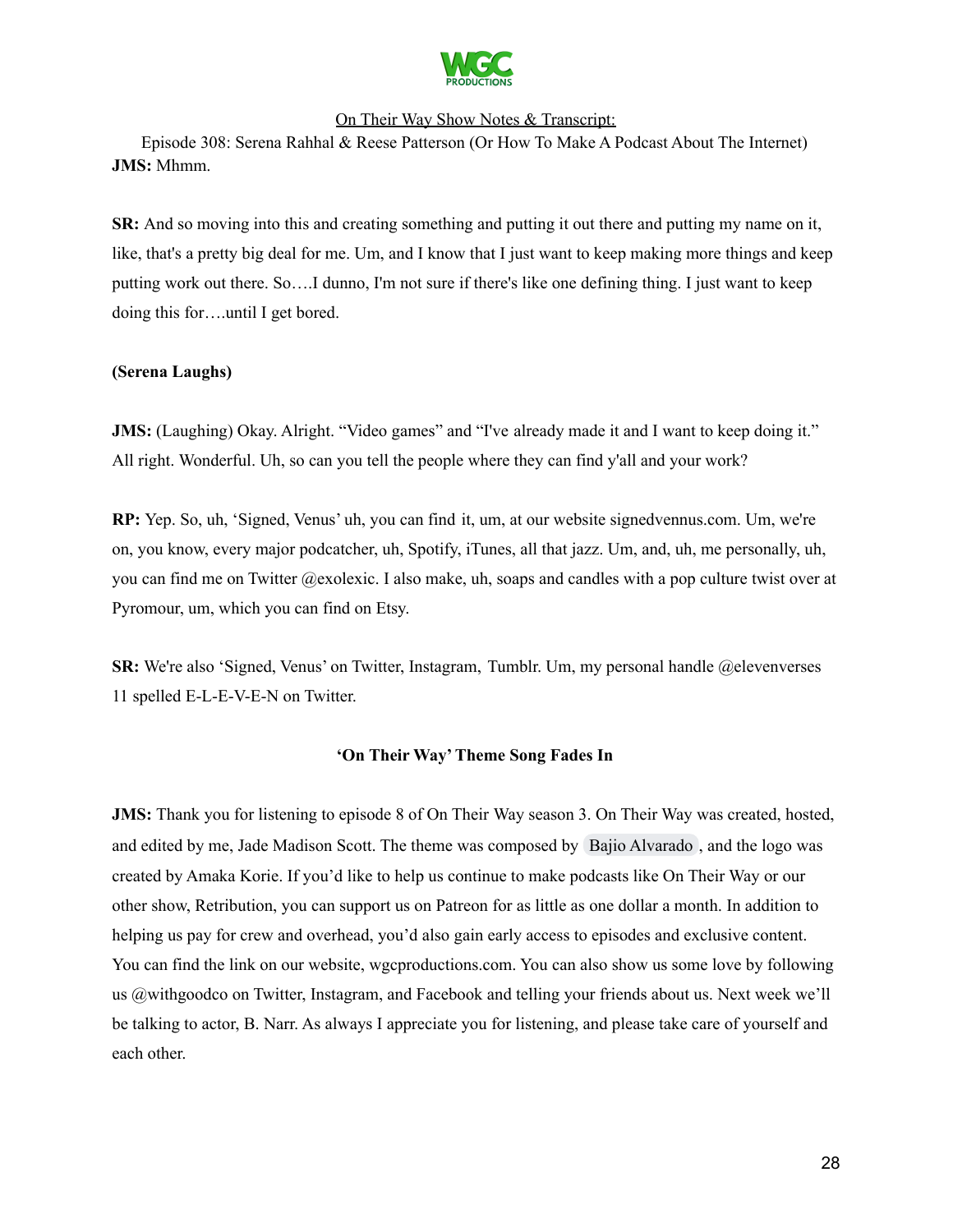**JMS:** Mhmm.

**SR:** And so moving into this and creating something and putting it out there and putting my name on it, like, that's a pretty big deal for me. Um, and I know that I just want to keep making more things and keep putting work out there. So….I dunno, I'm not sure if there's like one defining thing. I just want to keep doing this for….until I get bored.

**(Serena Laughs)**

**JMS:** (Laughing) Okay. Alright. "Video games" and "I've already made it and I want to keep doing it." All right. Wonderful. Uh, so can you tell the people where they can find y'all and your work?

**RP:** Yep. So, uh, 'Signed, Venus' uh, you can find it, um, at our website signedvennus.com. Um, we're on, you know, every major podcatcher, uh, Spotify, iTunes, all that jazz. Um, and, uh, me personally, uh, you can find me on Twitter @exolexic. I also make, uh, soaps and candles with a pop culture twist over at Pyromour, um, which you can find on Etsy.

**SR:** We're also 'Signed, Venus' on Twitter, Instagram, Tumblr. Um, my personal handle @elevenverses 11 spelled E-L-E-V-E-N on Twitter.

**'On Their Way' Theme Song Fades In**

**JMS:** Thank you for listening to episode 8 of On Their Way season 3. On Their Way was created, hosted, and edited by me, Jade Madison Scott. The theme was composed by Bajio Alvarado, and the logo was created by Amaka Korie. If you'd like to help us continue to make podcasts like On Their Way or our other show, Retribution, you can support us on Patreon for as little as one dollar a month. In addition to helping us pay for crew and overhead, you'd also gain early access to episodes and exclusive content. You can find the link on our website, wgcproductions.com. You can also show us some love by following us @withgoodco on Twitter, Instagram, and Facebook and telling your friends about us. Next week we'll be talking to actor, B. Narr. As always I appreciate you for listening, and please take care of yourself and each other.